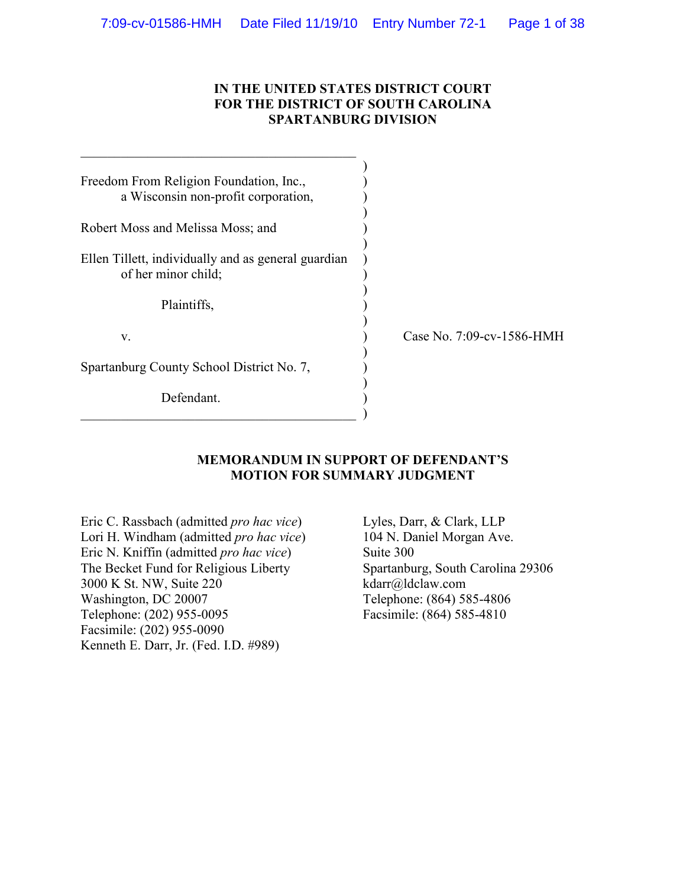**IN THE UNITED STATES DISTRICT COURT**
**FOR THE DISTRICT OF SOUTH CAROLINA**
**SPARTANBURG DIVISION**

Freedom From Religion Foundation, Inc.,
a Wisconsin non-profit corporation,

Robert Moss and Melissa Moss; and

Ellen Tillett, individually and as general guardian of her minor child;

Plaintiffs,

v.

Spartanburg County School District No. 7,

Defendant.

Case No. 7:09-cv-1586-HMH

**MEMORANDUM IN SUPPORT OF DEFENDANT'S MOTION FOR SUMMARY JUDGMENT**

Eric C. Rassbach (admitted *pro hac vice*)
Lori H. Windham (admitted *pro hac vice*)
Eric N. Kniffin (admitted *pro hac vice*)
The Becket Fund for Religious Liberty
3000 K St. NW, Suite 220
Washington, DC 20007
Telephone: (202) 955-0095
Facsimile: (202) 955-0090
Kenneth E. Darr, Jr. (Fed. I.D. #989)

Lyles, Darr, & Clark, LLP
104 N. Daniel Morgan Ave.
Suite 300
Spartanburg, South Carolina 29306
kdarr@ldclaw.com
Telephone: (864) 585-4806
Facsimile: (864) 585-4810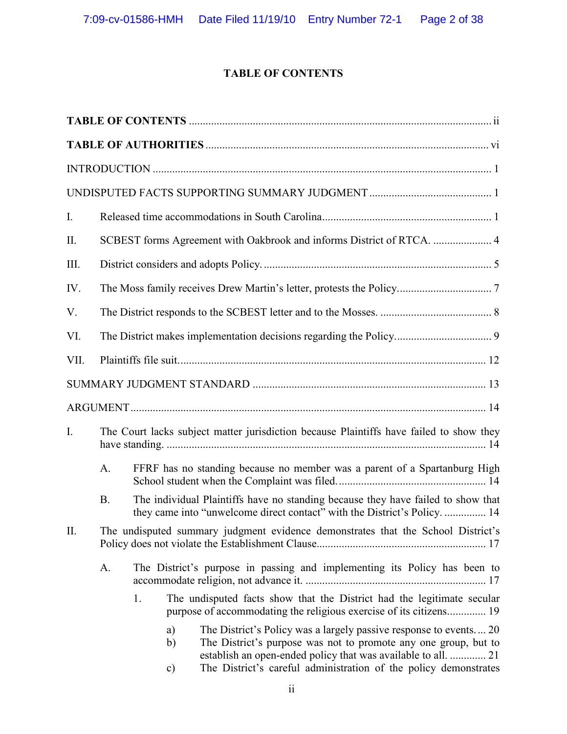# TABLE OF CONTENTS

**TABLE OF CONTENTS** ............................................................................................................ ii

**TABLE OF AUTHORITIES** ..................................................................................................... vi

INTRODUCTION ......................................................................................................................... 1

UNDISPUTED FACTS SUPPORTING SUMMARY JUDGMENT ............................................ 1

I. Released time accommodations in South Carolina............................................................. 1

II. SCBEST forms Agreement with Oakbrook and informs District of RTCA. ..................... 4

III. District considers and adopts Policy. .................................................................................. 5

IV. The Moss family receives Drew Martin's letter, protests the Policy.................................. 7

V. The District responds to the SCBEST letter and to the Mosses. ........................................ 8

VI. The District makes implementation decisions regarding the Policy................................... 9

VII. Plaintiffs file suit.............................................................................................................. 12

SUMMARY JUDGMENT STANDARD ................................................................................... 13

ARGUMENT ............................................................................................................................... 14

I. The Court lacks subject matter jurisdiction because Plaintiffs have failed to show they have standing. .................................................................................................................. 14

   A. FFRF has no standing because no member was a parent of a Spartanburg High School student when the Complaint was filed..................................................... 14

   B. The individual Plaintiffs have no standing because they have failed to show that they came into "unwelcome direct contact" with the District's Policy. ............... 14

II. The undisputed summary judgment evidence demonstrates that the School District's Policy does not violate the Establishment Clause............................................................ 17

   A. The District's purpose in passing and implementing its Policy has been to accommodate religion, not advance it. ................................................................ 17

      1. The undisputed facts show that the District had the legitimate secular purpose of accommodating the religious exercise of its citizens.............. 19

         a) The District's Policy was a largely passive response to events. ... 20

         b) The District's purpose was not to promote any one group, but to establish an open-ended policy that was available to all. ............. 21

         c) The District's careful administration of the policy demonstrates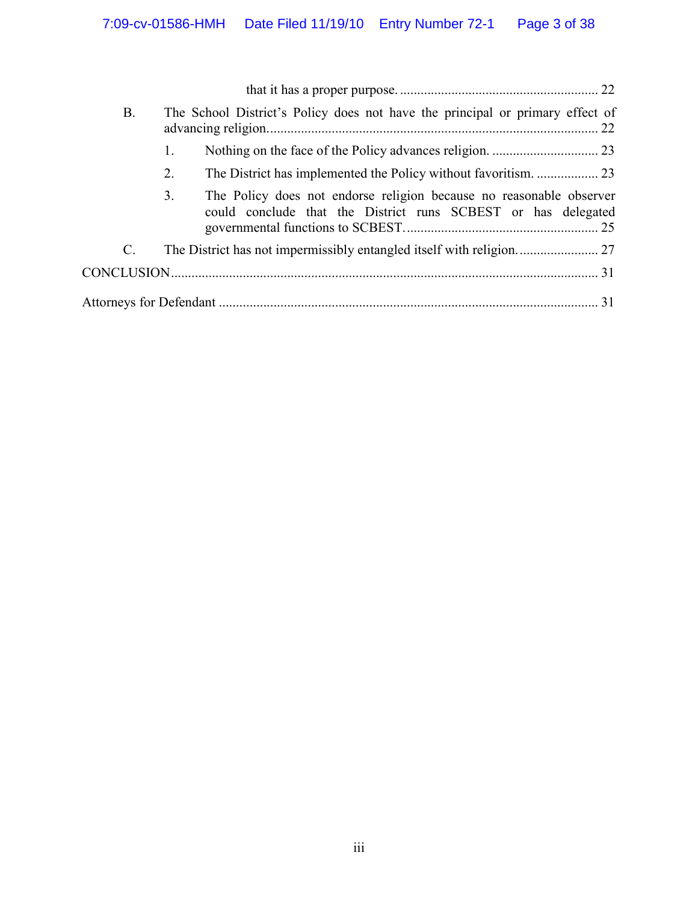that it has a proper purpose. .......................................................... 22

B. The School District's Policy does not have the principal or primary effect of advancing religion. ................................................................................................ 22

1. Nothing on the face of the Policy advances religion. ............................... 23

2. The District has implemented the Policy without favoritism. .................. 23

3. The Policy does not endorse religion because no reasonable observer could conclude that the District runs SCBEST or has delegated governmental functions to SCBEST. ........................................................ 25

C. The District has not impermissibly entangled itself with religion. ....................... 27

CONCLUSION ............................................................................................................ 31

Attorneys for Defendant .............................................................................................. 31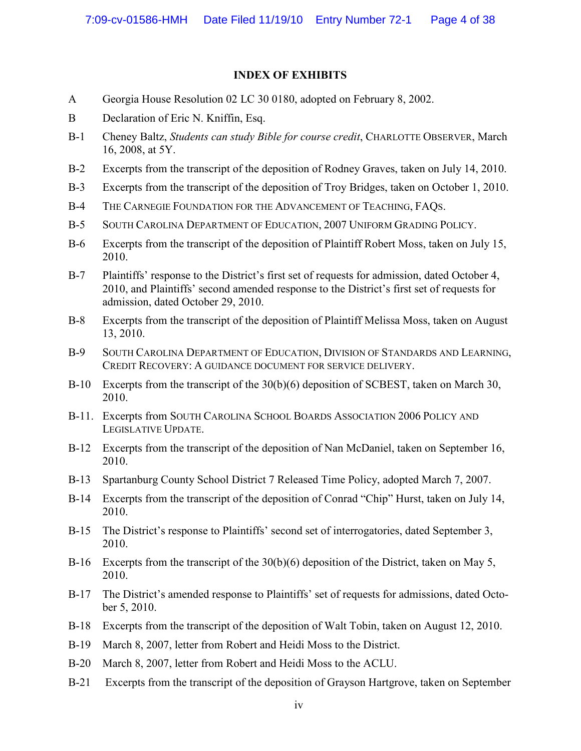## INDEX OF EXHIBITS

A Georgia House Resolution 02 LC 30 0180, adopted on February 8, 2002.

B Declaration of Eric N. Kniffin, Esq.

B-1 Cheney Baltz, *Students can study Bible for course credit*, CHARLOTTE OBSERVER, March 16, 2008, at 5Y.

B-2 Excerpts from the transcript of the deposition of Rodney Graves, taken on July 14, 2010.

B-3 Excerpts from the transcript of the deposition of Troy Bridges, taken on October 1, 2010.

B-4 THE CARNEGIE FOUNDATION FOR THE ADVANCEMENT OF TEACHING, FAQS.

B-5 SOUTH CAROLINA DEPARTMENT OF EDUCATION, 2007 UNIFORM GRADING POLICY.

B-6 Excerpts from the transcript of the deposition of Plaintiff Robert Moss, taken on July 15, 2010.

B-7 Plaintiffs' response to the District's first set of requests for admission, dated October 4, 2010, and Plaintiffs' second amended response to the District's first set of requests for admission, dated October 29, 2010.

B-8 Excerpts from the transcript of the deposition of Plaintiff Melissa Moss, taken on August 13, 2010.

B-9 SOUTH CAROLINA DEPARTMENT OF EDUCATION, DIVISION OF STANDARDS AND LEARNING, CREDIT RECOVERY: A GUIDANCE DOCUMENT FOR SERVICE DELIVERY.

B-10 Excerpts from the transcript of the 30(b)(6) deposition of SCBEST, taken on March 30, 2010.

B-11. Excerpts from SOUTH CAROLINA SCHOOL BOARDS ASSOCIATION 2006 POLICY AND LEGISLATIVE UPDATE.

B-12 Excerpts from the transcript of the deposition of Nan McDaniel, taken on September 16, 2010.

B-13 Spartanburg County School District 7 Released Time Policy, adopted March 7, 2007.

B-14 Excerpts from the transcript of the deposition of Conrad "Chip" Hurst, taken on July 14, 2010.

B-15 The District's response to Plaintiffs' second set of interrogatories, dated September 3, 2010.

B-16 Excerpts from the transcript of the 30(b)(6) deposition of the District, taken on May 5, 2010.

B-17 The District's amended response to Plaintiffs' set of requests for admissions, dated October 5, 2010.

B-18 Excerpts from the transcript of the deposition of Walt Tobin, taken on August 12, 2010.

B-19 March 8, 2007, letter from Robert and Heidi Moss to the District.

B-20 March 8, 2007, letter from Robert and Heidi Moss to the ACLU.

B-21 Excerpts from the transcript of the deposition of Grayson Hartgrove, taken on September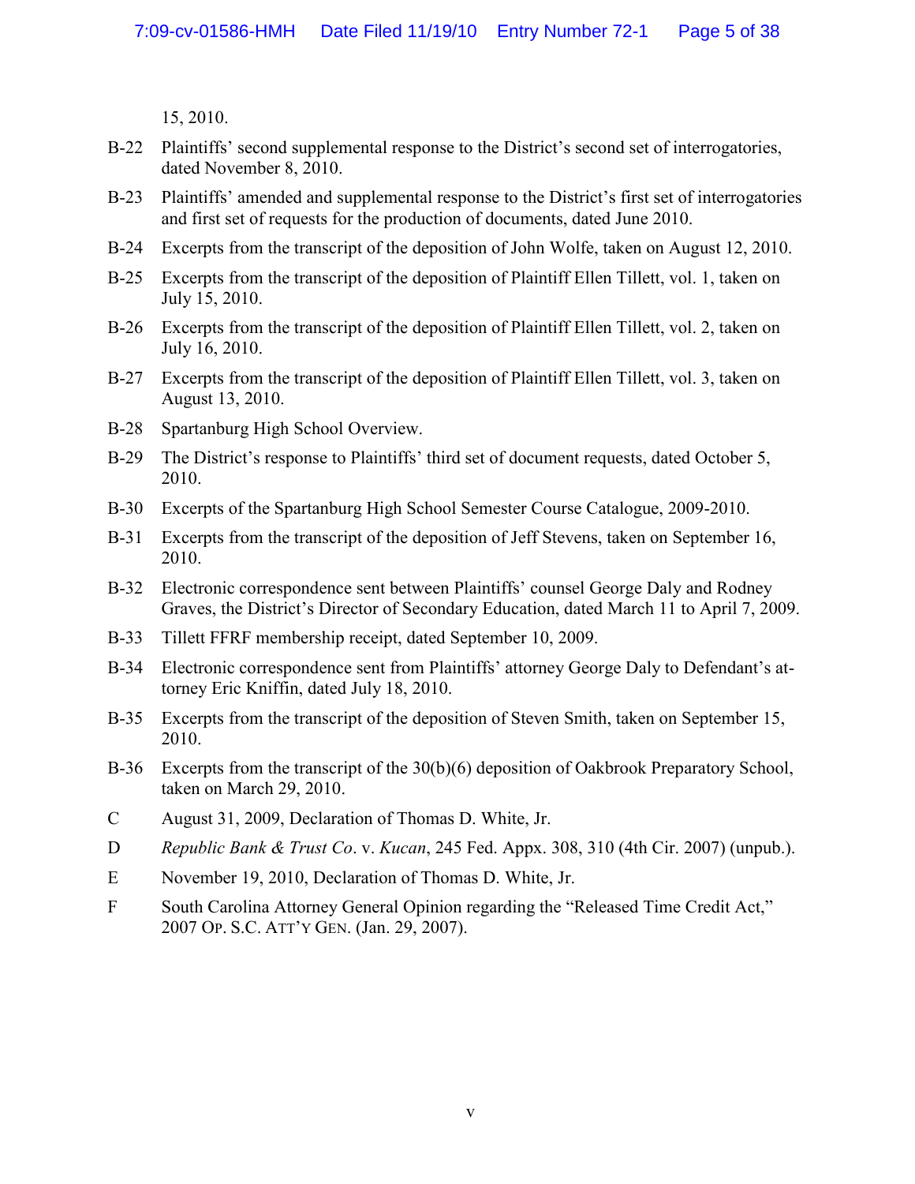15, 2010.

| | |
|---|---|
| B-22 | Plaintiffs' second supplemental response to the District's second set of interrogatories, dated November 8, 2010. |
| B-23 | Plaintiffs' amended and supplemental response to the District's first set of interrogatories and first set of requests for the production of documents, dated June 2010. |
| B-24 | Excerpts from the transcript of the deposition of John Wolfe, taken on August 12, 2010. |
| B-25 | Excerpts from the transcript of the deposition of Plaintiff Ellen Tillett, vol. 1, taken on July 15, 2010. |
| B-26 | Excerpts from the transcript of the deposition of Plaintiff Ellen Tillett, vol. 2, taken on July 16, 2010. |
| B-27 | Excerpts from the transcript of the deposition of Plaintiff Ellen Tillett, vol. 3, taken on August 13, 2010. |
| B-28 | Spartanburg High School Overview. |
| B-29 | The District's response to Plaintiffs' third set of document requests, dated October 5, 2010. |
| B-30 | Excerpts of the Spartanburg High School Semester Course Catalogue, 2009-2010. |
| B-31 | Excerpts from the transcript of the deposition of Jeff Stevens, taken on September 16, 2010. |
| B-32 | Electronic correspondence sent between Plaintiffs' counsel George Daly and Rodney Graves, the District's Director of Secondary Education, dated March 11 to April 7, 2009. |
| B-33 | Tillett FFRF membership receipt, dated September 10, 2009. |
| B-34 | Electronic correspondence sent from Plaintiffs' attorney George Daly to Defendant's attorney Eric Kniffin, dated July 18, 2010. |
| B-35 | Excerpts from the transcript of the deposition of Steven Smith, taken on September 15, 2010. |
| B-36 | Excerpts from the transcript of the 30(b)(6) deposition of Oakbrook Preparatory School, taken on March 29, 2010. |
| C | August 31, 2009, Declaration of Thomas D. White, Jr. |
| D | *Republic Bank & Trust Co*. v. *Kucan*, 245 Fed. Appx. 308, 310 (4th Cir. 2007) (unpub.). |
| E | November 19, 2010, Declaration of Thomas D. White, Jr. |
| F | South Carolina Attorney General Opinion regarding the "Released Time Credit Act," 2007 OP. S.C. ATT'Y GEN. (Jan. 29, 2007). |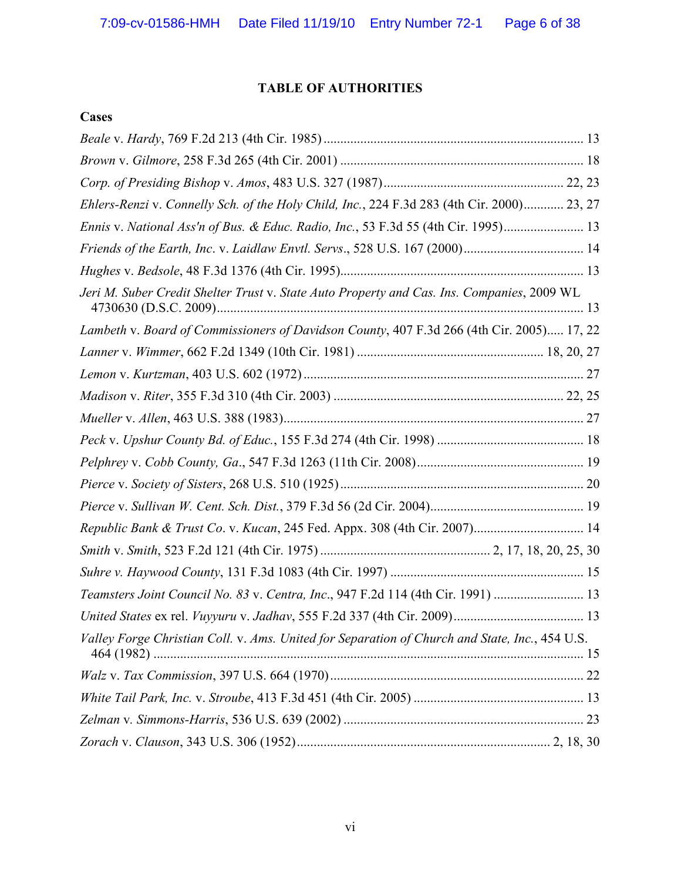## TABLE OF AUTHORITIES

### Cases

*Beale* v. *Hardy*, 769 F.2d 213 (4th Cir. 1985) ............................................................................. 13

*Brown* v. *Gilmore*, 258 F.3d 265 (4th Cir. 2001) ......................................................................... 18

*Corp. of Presiding Bishop* v. *Amos*, 483 U.S. 327 (1987) ...................................................... 22, 23

*Ehlers-Renzi* v. *Connelly Sch. of the Holy Child, Inc.*, 224 F.3d 283 (4th Cir. 2000) ............ 23, 27

*Ennis* v. *National Ass'n of Bus. & Educ. Radio, Inc.*, 53 F.3d 55 (4th Cir. 1995) ........................ 13

*Friends of the Earth, Inc*. v. *Laidlaw Envtl. Servs*., 528 U.S. 167 (2000) .................................... 14

*Hughes* v. *Bedsole*, 48 F.3d 1376 (4th Cir. 1995) ......................................................................... 13

*Jeri M. Suber Credit Shelter Trust* v. *State Auto Property and Cas. Ins. Companies*, 2009 WL 4730630 (D.S.C. 2009) ............................................................................................................. 13

*Lambeth* v. *Board of Commissioners of Davidson County*, 407 F.3d 266 (4th Cir. 2005) ..... 17, 22

*Lanner* v. *Wimmer*, 662 F.2d 1349 (10th Cir. 1981) ....................................................... 18, 20, 27

*Lemon* v. *Kurtzman*, 403 U.S. 602 (1972) ..................................................................................... 27

*Madison* v. *Riter*, 355 F.3d 310 (4th Cir. 2003) ..................................................................... 22, 25

*Mueller* v. *Allen*, 463 U.S. 388 (1983) ........................................................................................... 27

*Peck* v. *Upshur County Bd. of Educ.*, 155 F.3d 274 (4th Cir. 1998) ............................................ 18

*Pelphrey* v. *Cobb County, Ga*., 547 F.3d 1263 (11th Cir. 2008) .................................................. 19

*Pierce* v. *Society of Sisters*, 268 U.S. 510 (1925) .......................................................................... 20

*Pierce* v. *Sullivan W. Cent. Sch. Dist.*, 379 F.3d 56 (2d Cir. 2004) .............................................. 19

*Republic Bank & Trust Co*. v. *Kucan*, 245 Fed. Appx. 308 (4th Cir. 2007) ................................. 14

*Smith* v. *Smith*, 523 F.2d 121 (4th Cir. 1975) ................................................... 2, 17, 18, 20, 25, 30

*Suhre v. Haywood County*, 131 F.3d 1083 (4th Cir. 1997) ........................................................... 15

*Teamsters Joint Council No. 83* v. *Centra, Inc*., 947 F.2d 114 (4th Cir. 1991) ........................... 13

*United States* ex rel. *Vuyyuru* v. *Jadhav*, 555 F.2d 337 (4th Cir. 2009) ....................................... 13

*Valley Forge Christian Coll.* v. *Ams. United for Separation of Church and State, Inc.*, 454 U.S. 464 (1982) ................................................................................................................................ 15

*Walz* v. *Tax Commission*, 397 U.S. 664 (1970) ............................................................................ 22

*White Tail Park, Inc.* v. *Stroube*, 413 F.3d 451 (4th Cir. 2005) ................................................... 13

*Zelman* v. *Simmons-Harris*, 536 U.S. 639 (2002) ........................................................................ 23

*Zorach* v. *Clauson*, 343 U.S. 306 (1952) ............................................................................ 2, 18, 30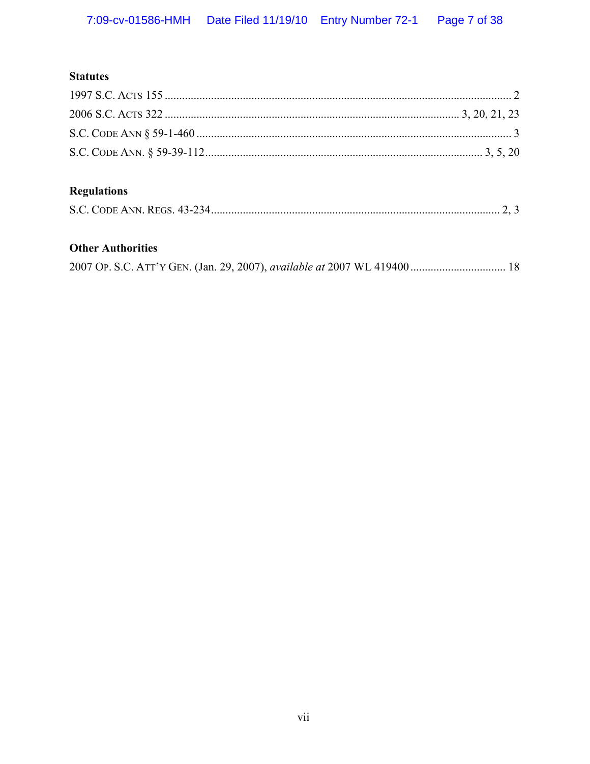**Statutes**

1997 S.C. ACTS 155 ........................................................................................................................ 2

2006 S.C. ACTS 322 ...................................................................................................... 3, 20, 21, 23

S.C. CODE ANN § 59-1-460 ............................................................................................................ 3

S.C. CODE ANN. § 59-39-112 ............................................................................................... 3, 5, 20

**Regulations**

S.C. CODE ANN. REGS. 43-234 .................................................................................................... 2, 3

**Other Authorities**

2007 OP. S.C. ATT'Y GEN. (Jan. 29, 2007), *available at* 2007 WL 419400 ................................. 18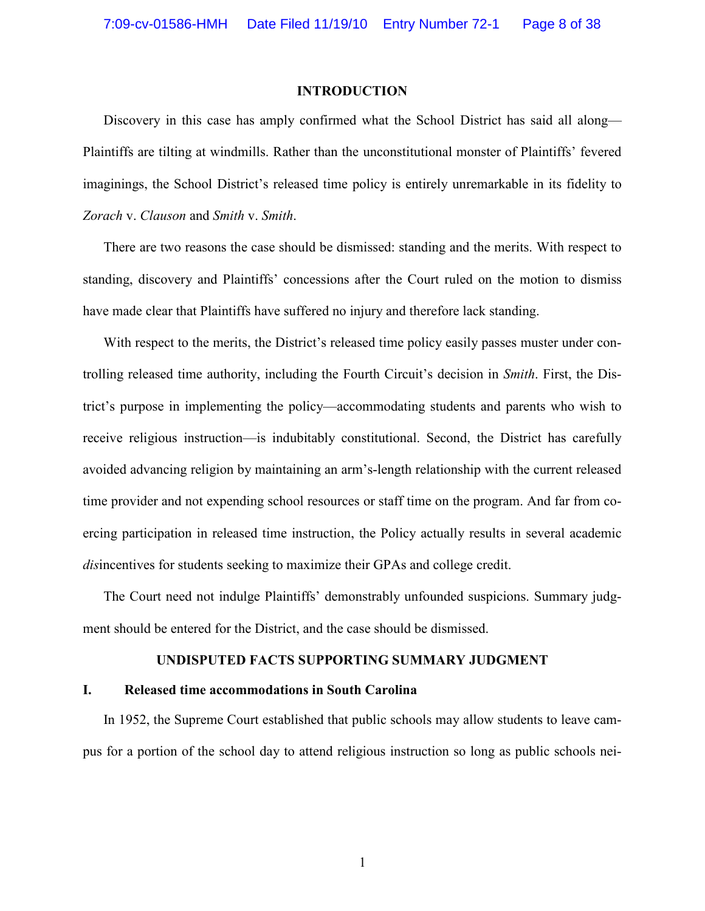## INTRODUCTION

Discovery in this case has amply confirmed what the School District has said all along—Plaintiffs are tilting at windmills. Rather than the unconstitutional monster of Plaintiffs' fevered imaginings, the School District's released time policy is entirely unremarkable in its fidelity to *Zorach* v. *Clauson* and *Smith* v. *Smith*.

There are two reasons the case should be dismissed: standing and the merits. With respect to standing, discovery and Plaintiffs' concessions after the Court ruled on the motion to dismiss have made clear that Plaintiffs have suffered no injury and therefore lack standing.

With respect to the merits, the District's released time policy easily passes muster under controlling released time authority, including the Fourth Circuit's decision in *Smith*. First, the District's purpose in implementing the policy—accommodating students and parents who wish to receive religious instruction—is indubitably constitutional. Second, the District has carefully avoided advancing religion by maintaining an arm's-length relationship with the current released time provider and not expending school resources or staff time on the program. And far from coercing participation in released time instruction, the Policy actually results in several academic *dis*incentives for students seeking to maximize their GPAs and college credit.

The Court need not indulge Plaintiffs' demonstrably unfounded suspicions. Summary judgment should be entered for the District, and the case should be dismissed.

## UNDISPUTED FACTS SUPPORTING SUMMARY JUDGMENT

### I. Released time accommodations in South Carolina

In 1952, the Supreme Court established that public schools may allow students to leave campus for a portion of the school day to attend religious instruction so long as public schools nei-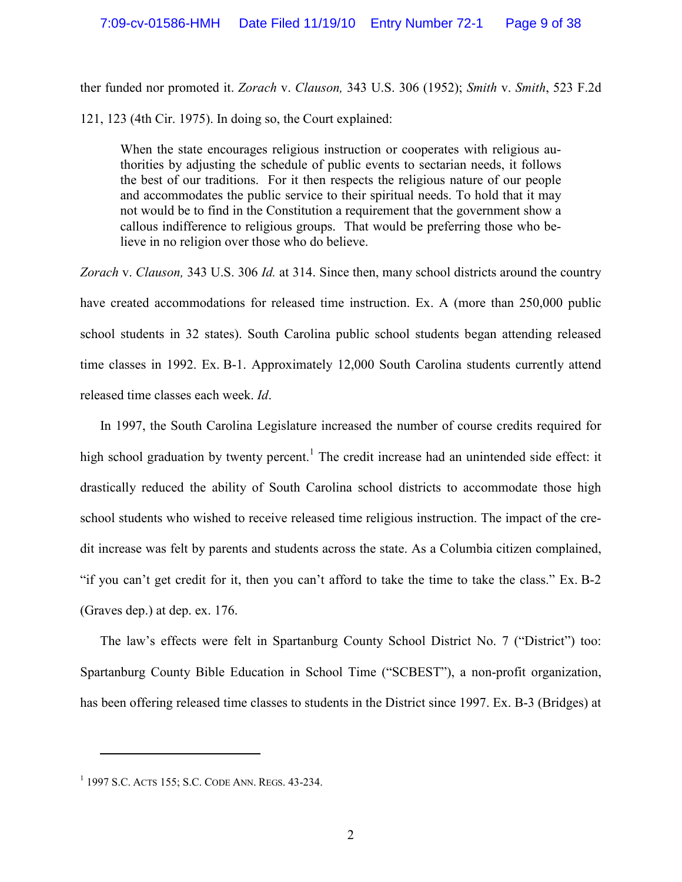ther funded nor promoted it. *Zorach* v. *Clauson,* 343 U.S. 306 (1952); *Smith* v. *Smith*, 523 F.2d 121, 123 (4th Cir. 1975). In doing so, the Court explained:

> When the state encourages religious instruction or cooperates with religious authorities by adjusting the schedule of public events to sectarian needs, it follows the best of our traditions. For it then respects the religious nature of our people and accommodates the public service to their spiritual needs. To hold that it may not would be to find in the Constitution a requirement that the government show a callous indifference to religious groups. That would be preferring those who believe in no religion over those who do believe.

*Zorach* v. *Clauson,* 343 U.S. 306 *Id.* at 314. Since then, many school districts around the country have created accommodations for released time instruction. Ex. A (more than 250,000 public school students in 32 states). South Carolina public school students began attending released time classes in 1992. Ex. B-1. Approximately 12,000 South Carolina students currently attend released time classes each week. *Id*.

In 1997, the South Carolina Legislature increased the number of course credits required for high school graduation by twenty percent.[1] The credit increase had an unintended side effect: it drastically reduced the ability of South Carolina school districts to accommodate those high school students who wished to receive released time religious instruction. The impact of the credit increase was felt by parents and students across the state. As a Columbia citizen complained, "if you can't get credit for it, then you can't afford to take the time to take the class." Ex. B-2 (Graves dep.) at dep. ex. 176.

The law's effects were felt in Spartanburg County School District No. 7 ("District") too: Spartanburg County Bible Education in School Time ("SCBEST"), a non-profit organization, has been offering released time classes to students in the District since 1997. Ex. B-3 (Bridges) at

---

[1] 1997 S.C. ACTS 155; S.C. CODE ANN. REGS. 43-234.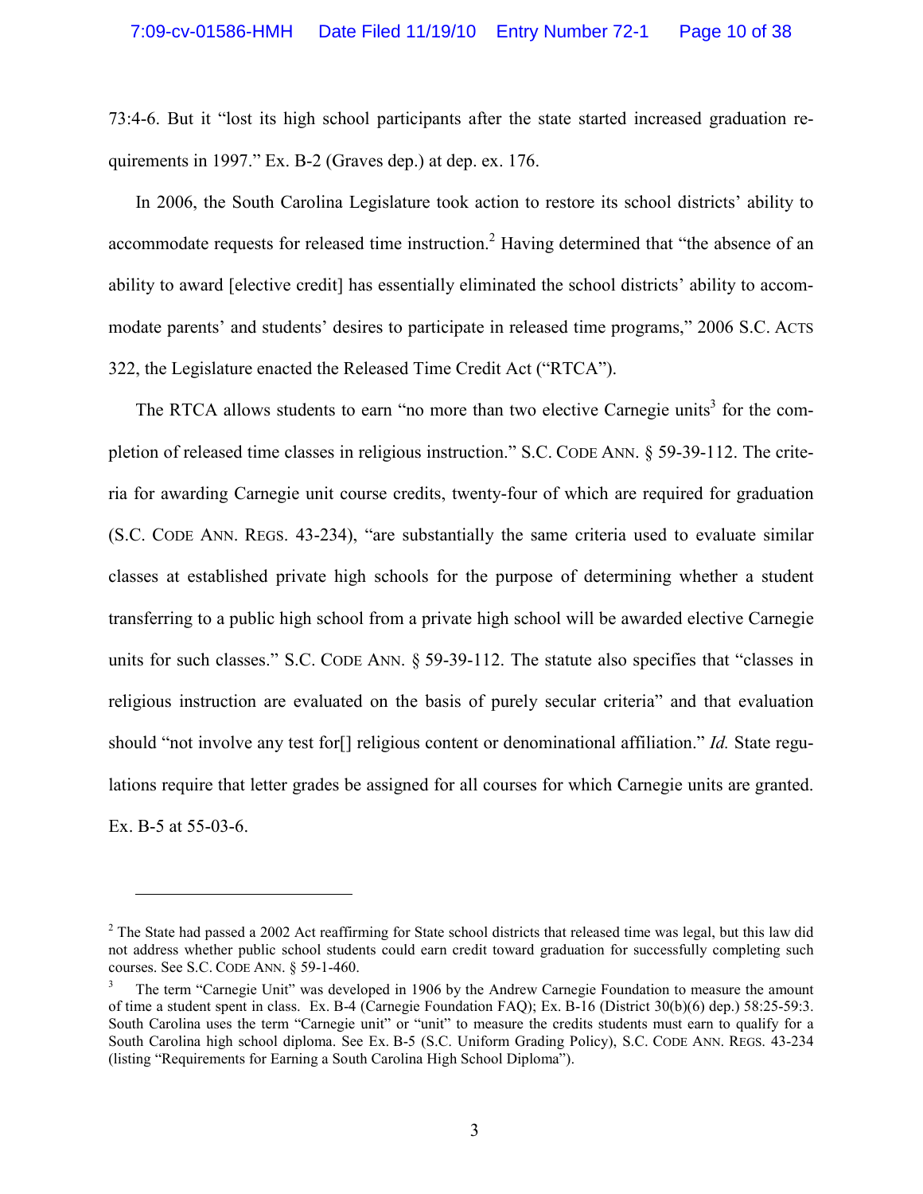73:4-6. But it "lost its high school participants after the state started increased graduation requirements in 1997." Ex. B-2 (Graves dep.) at dep. ex. 176.

In 2006, the South Carolina Legislature took action to restore its school districts' ability to accommodate requests for released time instruction.[2] Having determined that "the absence of an ability to award [elective credit] has essentially eliminated the school districts' ability to accommodate parents' and students' desires to participate in released time programs," 2006 S.C. ACTS 322, the Legislature enacted the Released Time Credit Act ("RTCA").

The RTCA allows students to earn "no more than two elective Carnegie units[3] for the completion of released time classes in religious instruction." S.C. CODE ANN. § 59-39-112. The criteria for awarding Carnegie unit course credits, twenty-four of which are required for graduation (S.C. CODE ANN. REGS. 43-234), "are substantially the same criteria used to evaluate similar classes at established private high schools for the purpose of determining whether a student transferring to a public high school from a private high school will be awarded elective Carnegie units for such classes." S.C. CODE ANN. § 59-39-112. The statute also specifies that "classes in religious instruction are evaluated on the basis of purely secular criteria" and that evaluation should "not involve any test for[] religious content or denominational affiliation." *Id.* State regulations require that letter grades be assigned for all courses for which Carnegie units are granted. Ex. B-5 at 55-03-6.

---

[2] The State had passed a 2002 Act reaffirming for State school districts that released time was legal, but this law did not address whether public school students could earn credit toward graduation for successfully completing such courses. See S.C. CODE ANN. § 59-1-460.

[3] The term "Carnegie Unit" was developed in 1906 by the Andrew Carnegie Foundation to measure the amount of time a student spent in class. Ex. B-4 (Carnegie Foundation FAQ); Ex. B-16 (District 30(b)(6) dep.) 58:25-59:3. South Carolina uses the term "Carnegie unit" or "unit" to measure the credits students must earn to qualify for a South Carolina high school diploma. See Ex. B-5 (S.C. Uniform Grading Policy), S.C. CODE ANN. REGS. 43-234 (listing "Requirements for Earning a South Carolina High School Diploma").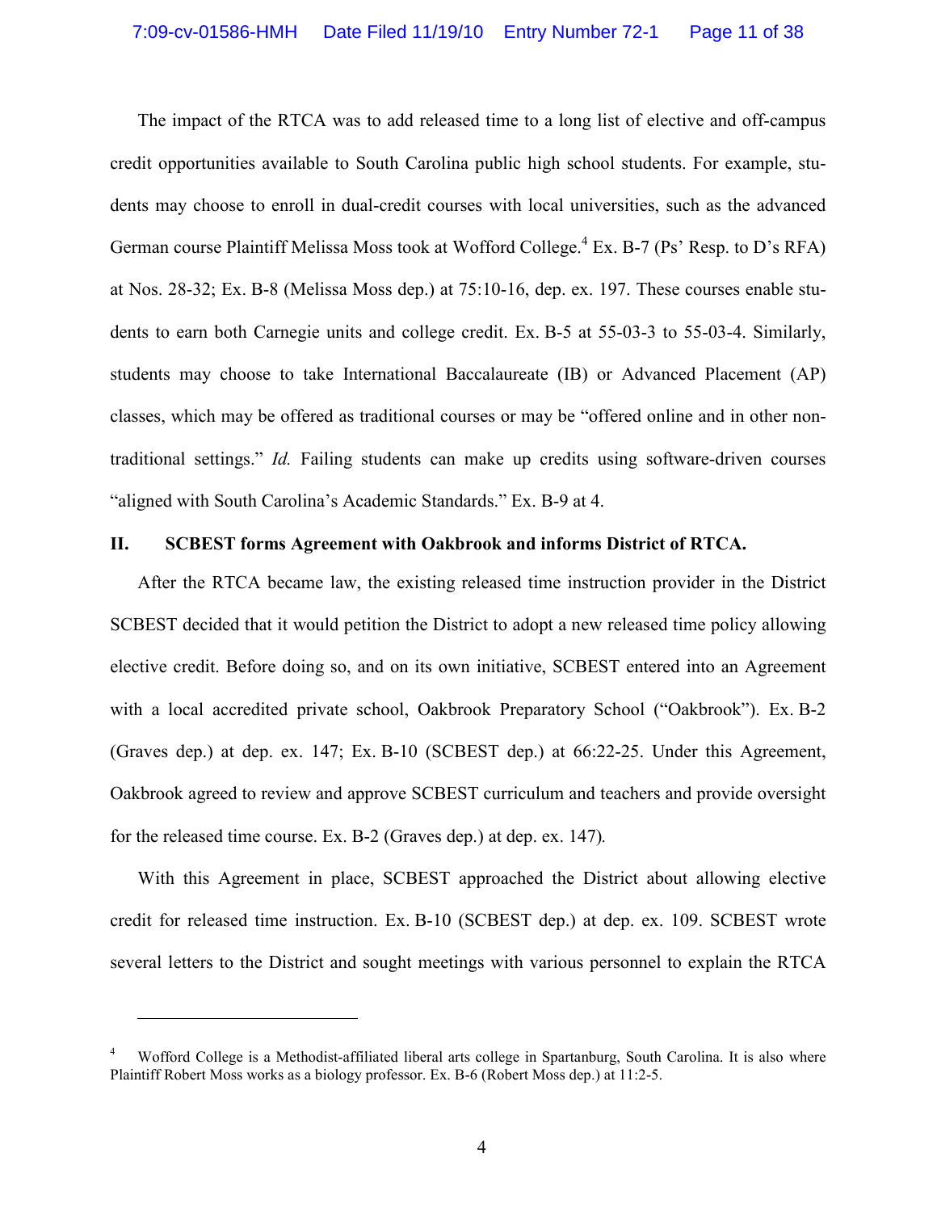The impact of the RTCA was to add released time to a long list of elective and off-campus credit opportunities available to South Carolina public high school students. For example, students may choose to enroll in dual-credit courses with local universities, such as the advanced German course Plaintiff Melissa Moss took at Wofford College.[4] Ex. B-7 (Ps' Resp. to D's RFA) at Nos. 28-32; Ex. B-8 (Melissa Moss dep.) at 75:10-16, dep. ex. 197. These courses enable students to earn both Carnegie units and college credit. Ex. B-5 at 55-03-3 to 55-03-4. Similarly, students may choose to take International Baccalaureate (IB) or Advanced Placement (AP) classes, which may be offered as traditional courses or may be "offered online and in other non-traditional settings." *Id.* Failing students can make up credits using software-driven courses "aligned with South Carolina's Academic Standards." Ex. B-9 at 4.

## II. SCBEST forms Agreement with Oakbrook and informs District of RTCA.

After the RTCA became law, the existing released time instruction provider in the District SCBEST decided that it would petition the District to adopt a new released time policy allowing elective credit. Before doing so, and on its own initiative, SCBEST entered into an Agreement with a local accredited private school, Oakbrook Preparatory School ("Oakbrook"). Ex. B-2 (Graves dep.) at dep. ex. 147; Ex. B-10 (SCBEST dep.) at 66:22-25. Under this Agreement, Oakbrook agreed to review and approve SCBEST curriculum and teachers and provide oversight for the released time course. Ex. B-2 (Graves dep.) at dep. ex. 147).

With this Agreement in place, SCBEST approached the District about allowing elective credit for released time instruction. Ex. B-10 (SCBEST dep.) at dep. ex. 109. SCBEST wrote several letters to the District and sought meetings with various personnel to explain the RTCA

---

[4] Wofford College is a Methodist-affiliated liberal arts college in Spartanburg, South Carolina. It is also where Plaintiff Robert Moss works as a biology professor. Ex. B-6 (Robert Moss dep.) at 11:2-5.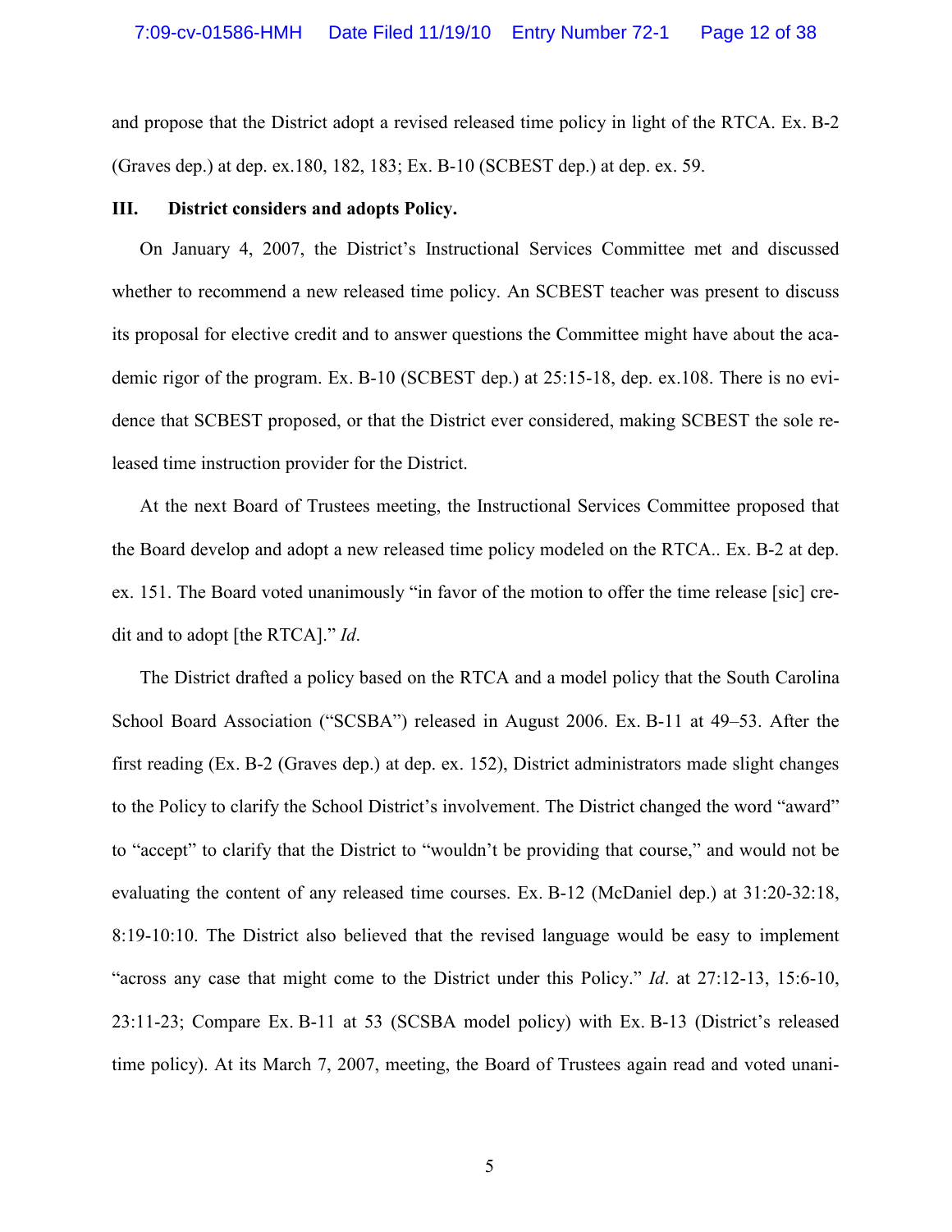and propose that the District adopt a revised released time policy in light of the RTCA. Ex. B-2 (Graves dep.) at dep. ex.180, 182, 183; Ex. B-10 (SCBEST dep.) at dep. ex. 59.

## III. District considers and adopts Policy.

On January 4, 2007, the District's Instructional Services Committee met and discussed whether to recommend a new released time policy. An SCBEST teacher was present to discuss its proposal for elective credit and to answer questions the Committee might have about the academic rigor of the program. Ex. B-10 (SCBEST dep.) at 25:15-18, dep. ex.108. There is no evidence that SCBEST proposed, or that the District ever considered, making SCBEST the sole released time instruction provider for the District.

At the next Board of Trustees meeting, the Instructional Services Committee proposed that the Board develop and adopt a new released time policy modeled on the RTCA.. Ex. B-2 at dep. ex. 151. The Board voted unanimously "in favor of the motion to offer the time release [sic] credit and to adopt [the RTCA]." *Id*.

The District drafted a policy based on the RTCA and a model policy that the South Carolina School Board Association ("SCSBA") released in August 2006. Ex. B-11 at 49–53. After the first reading (Ex. B-2 (Graves dep.) at dep. ex. 152), District administrators made slight changes to the Policy to clarify the School District's involvement. The District changed the word "award" to "accept" to clarify that the District to "wouldn't be providing that course," and would not be evaluating the content of any released time courses. Ex. B-12 (McDaniel dep.) at 31:20-32:18, 8:19-10:10. The District also believed that the revised language would be easy to implement "across any case that might come to the District under this Policy." *Id*. at 27:12-13, 15:6-10, 23:11-23; Compare Ex. B-11 at 53 (SCSBA model policy) with Ex. B-13 (District's released time policy). At its March 7, 2007, meeting, the Board of Trustees again read and voted unani-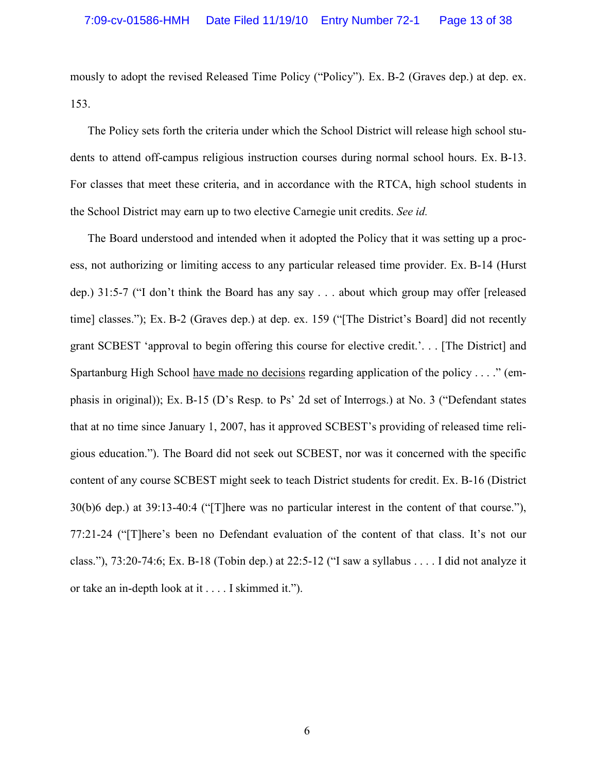mously to adopt the revised Released Time Policy ("Policy"). Ex. B-2 (Graves dep.) at dep. ex. 153.

The Policy sets forth the criteria under which the School District will release high school students to attend off-campus religious instruction courses during normal school hours. Ex. B-13. For classes that meet these criteria, and in accordance with the RTCA, high school students in the School District may earn up to two elective Carnegie unit credits. *See id.*

The Board understood and intended when it adopted the Policy that it was setting up a process, not authorizing or limiting access to any particular released time provider. Ex. B-14 (Hurst dep.) 31:5-7 ("I don't think the Board has any say . . . about which group may offer [released time] classes."); Ex. B-2 (Graves dep.) at dep. ex. 159 ("[The District's Board] did not recently grant SCBEST 'approval to begin offering this course for elective credit.'. . . [The District] and Spartanburg High School <u>have made no decisions</u> regarding application of the policy . . . ." (emphasis in original)); Ex. B-15 (D's Resp. to Ps' 2d set of Interrogs.) at No. 3 ("Defendant states that at no time since January 1, 2007, has it approved SCBEST's providing of released time religious education."). The Board did not seek out SCBEST, nor was it concerned with the specific content of any course SCBEST might seek to teach District students for credit. Ex. B-16 (District 30(b)6 dep.) at 39:13-40:4 ("[T]here was no particular interest in the content of that course."), 77:21-24 ("[T]here's been no Defendant evaluation of the content of that class. It's not our class."), 73:20-74:6; Ex. B-18 (Tobin dep.) at 22:5-12 ("I saw a syllabus . . . . I did not analyze it or take an in-depth look at it . . . . I skimmed it.").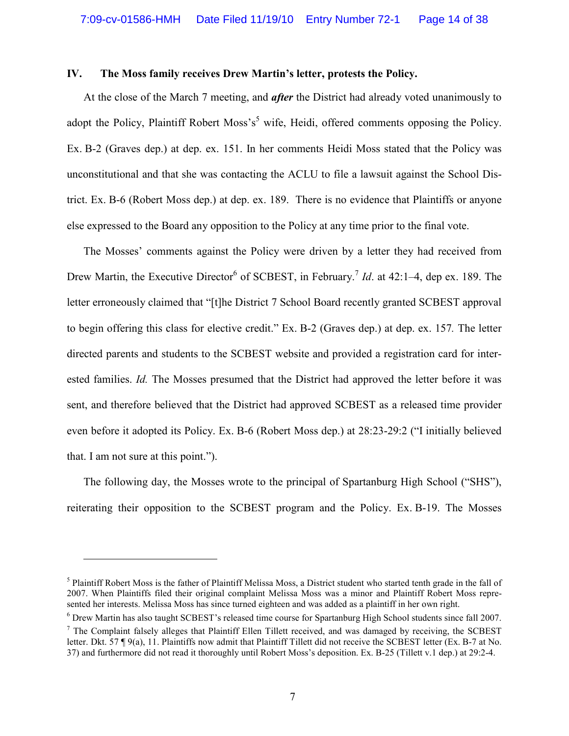## IV. The Moss family receives Drew Martin's letter, protests the Policy.

At the close of the March 7 meeting, and ***after*** the District had already voted unanimously to adopt the Policy, Plaintiff Robert Moss's[5] wife, Heidi, offered comments opposing the Policy. Ex. B-2 (Graves dep.) at dep. ex. 151. In her comments Heidi Moss stated that the Policy was unconstitutional and that she was contacting the ACLU to file a lawsuit against the School District. Ex. B-6 (Robert Moss dep.) at dep. ex. 189. There is no evidence that Plaintiffs or anyone else expressed to the Board any opposition to the Policy at any time prior to the final vote.

The Mosses' comments against the Policy were driven by a letter they had received from Drew Martin, the Executive Director[6] of SCBEST, in February.[7] *Id*. at 42:1–4, dep ex. 189. The letter erroneously claimed that "[t]he District 7 School Board recently granted SCBEST approval to begin offering this class for elective credit." Ex. B-2 (Graves dep.) at dep. ex. 157. The letter directed parents and students to the SCBEST website and provided a registration card for interested families. *Id.* The Mosses presumed that the District had approved the letter before it was sent, and therefore believed that the District had approved SCBEST as a released time provider even before it adopted its Policy. Ex. B-6 (Robert Moss dep.) at 28:23-29:2 ("I initially believed that. I am not sure at this point.").

The following day, the Mosses wrote to the principal of Spartanburg High School ("SHS"), reiterating their opposition to the SCBEST program and the Policy. Ex. B-19. The Mosses

---

[5] Plaintiff Robert Moss is the father of Plaintiff Melissa Moss, a District student who started tenth grade in the fall of 2007. When Plaintiffs filed their original complaint Melissa Moss was a minor and Plaintiff Robert Moss represented her interests. Melissa Moss has since turned eighteen and was added as a plaintiff in her own right.

[6] Drew Martin has also taught SCBEST's released time course for Spartanburg High School students since fall 2007.

[7] The Complaint falsely alleges that Plaintiff Ellen Tillett received, and was damaged by receiving, the SCBEST letter. Dkt. 57 ¶ 9(a), 11. Plaintiffs now admit that Plaintiff Tillett did not receive the SCBEST letter (Ex. B-7 at No. 37) and furthermore did not read it thoroughly until Robert Moss's deposition. Ex. B-25 (Tillett v.1 dep.) at 29:2-4.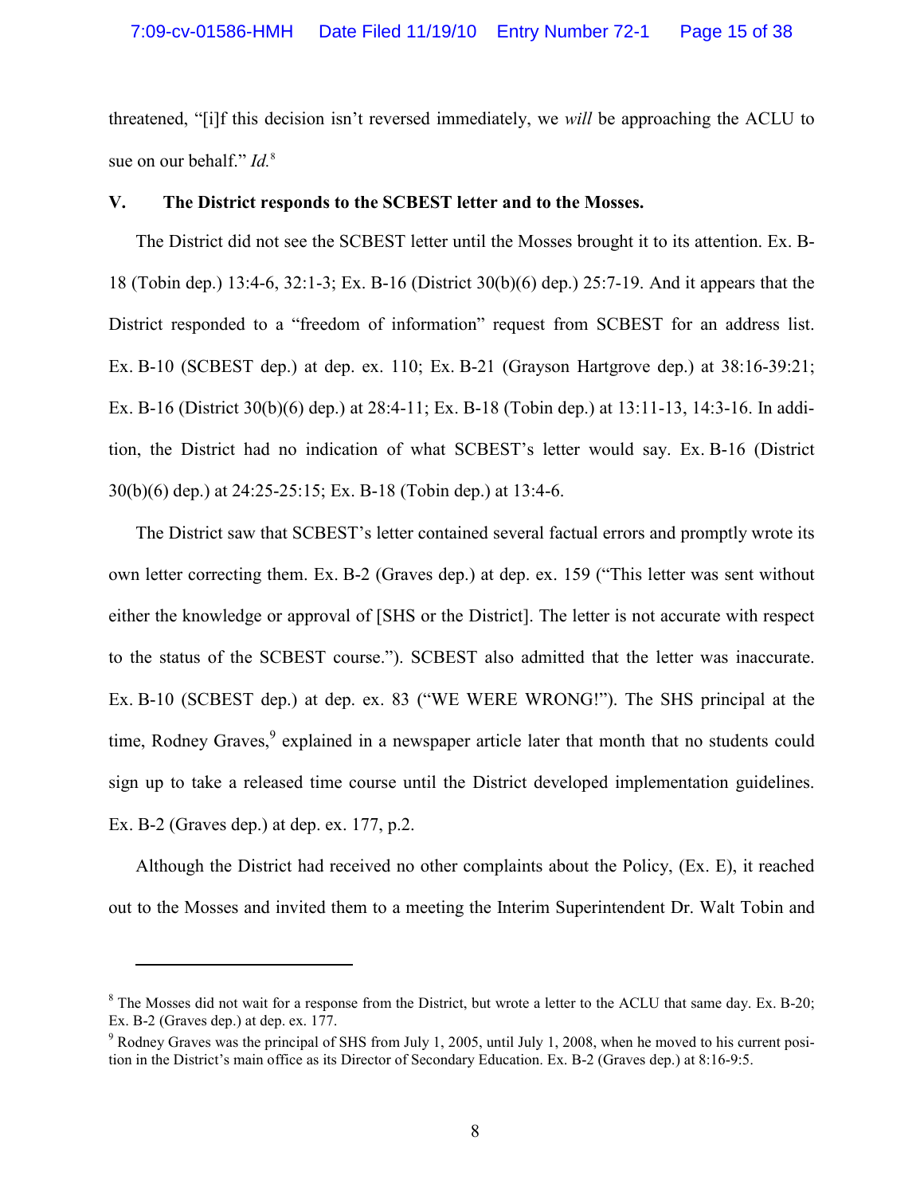threatened, "[i]f this decision isn't reversed immediately, we *will* be approaching the ACLU to sue on our behalf." *Id.*[8]

## V. The District responds to the SCBEST letter and to the Mosses.

The District did not see the SCBEST letter until the Mosses brought it to its attention. Ex. B-18 (Tobin dep.) 13:4-6, 32:1-3; Ex. B-16 (District 30(b)(6) dep.) 25:7-19. And it appears that the District responded to a "freedom of information" request from SCBEST for an address list. Ex. B-10 (SCBEST dep.) at dep. ex. 110; Ex. B-21 (Grayson Hartgrove dep.) at 38:16-39:21; Ex. B-16 (District 30(b)(6) dep.) at 28:4-11; Ex. B-18 (Tobin dep.) at 13:11-13, 14:3-16. In addition, the District had no indication of what SCBEST's letter would say. Ex. B-16 (District 30(b)(6) dep.) at 24:25-25:15; Ex. B-18 (Tobin dep.) at 13:4-6.

The District saw that SCBEST's letter contained several factual errors and promptly wrote its own letter correcting them. Ex. B-2 (Graves dep.) at dep. ex. 159 ("This letter was sent without either the knowledge or approval of [SHS or the District]. The letter is not accurate with respect to the status of the SCBEST course."). SCBEST also admitted that the letter was inaccurate. Ex. B-10 (SCBEST dep.) at dep. ex. 83 ("WE WERE WRONG!"). The SHS principal at the time, Rodney Graves,[9] explained in a newspaper article later that month that no students could sign up to take a released time course until the District developed implementation guidelines. Ex. B-2 (Graves dep.) at dep. ex. 177, p.2.

Although the District had received no other complaints about the Policy, (Ex. E), it reached out to the Mosses and invited them to a meeting the Interim Superintendent Dr. Walt Tobin and

---

[8] The Mosses did not wait for a response from the District, but wrote a letter to the ACLU that same day. Ex. B-20; Ex. B-2 (Graves dep.) at dep. ex. 177.

[9] Rodney Graves was the principal of SHS from July 1, 2005, until July 1, 2008, when he moved to his current position in the District's main office as its Director of Secondary Education. Ex. B-2 (Graves dep.) at 8:16-9:5.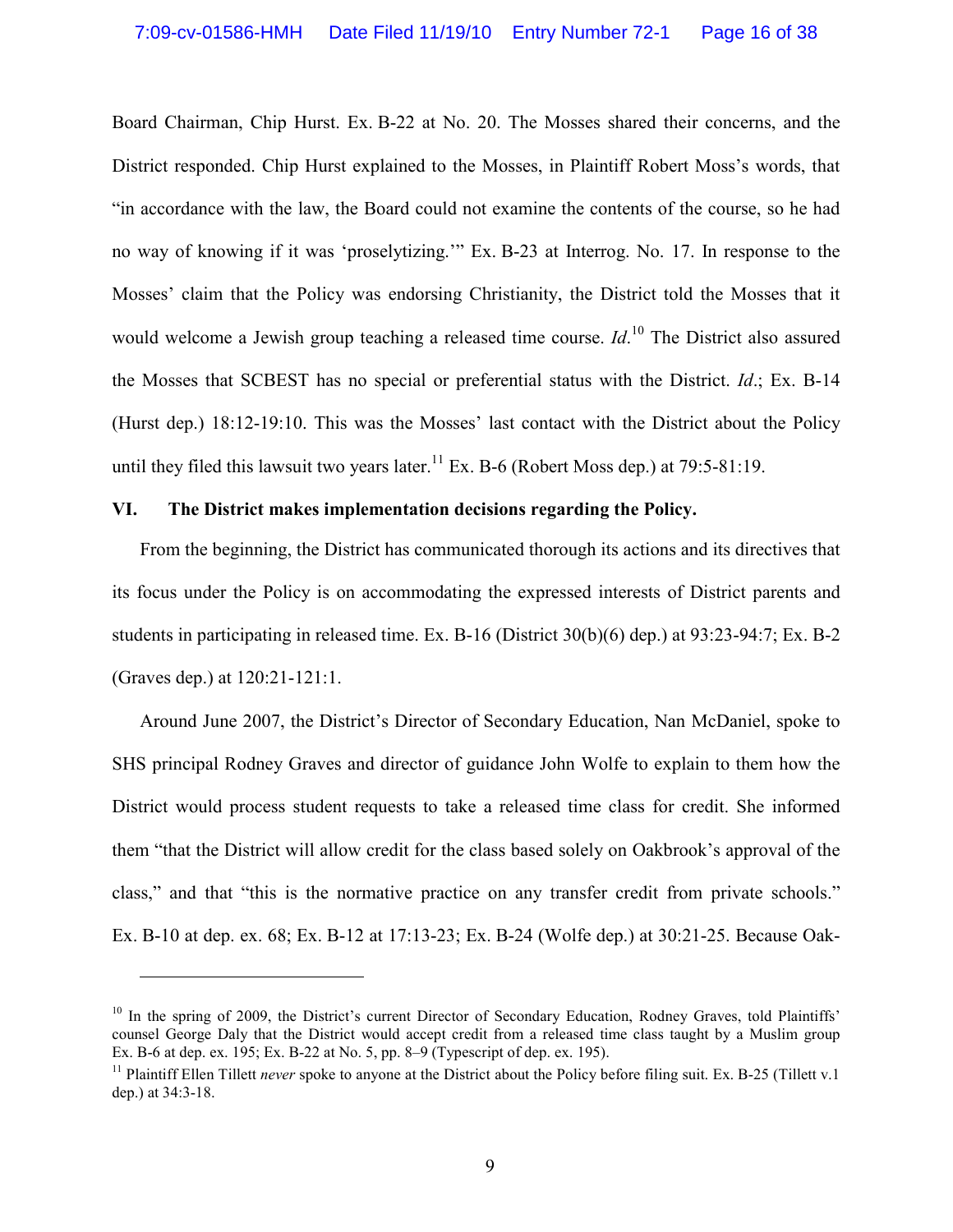Board Chairman, Chip Hurst. Ex. B-22 at No. 20. The Mosses shared their concerns, and the District responded. Chip Hurst explained to the Mosses, in Plaintiff Robert Moss's words, that "in accordance with the law, the Board could not examine the contents of the course, so he had no way of knowing if it was 'proselytizing.'" Ex. B-23 at Interrog. No. 17. In response to the Mosses' claim that the Policy was endorsing Christianity, the District told the Mosses that it would welcome a Jewish group teaching a released time course. *Id*.[10] The District also assured the Mosses that SCBEST has no special or preferential status with the District. *Id*.; Ex. B-14 (Hurst dep.) 18:12-19:10. This was the Mosses' last contact with the District about the Policy until they filed this lawsuit two years later.[11] Ex. B-6 (Robert Moss dep.) at 79:5-81:19.

## VI. The District makes implementation decisions regarding the Policy.

From the beginning, the District has communicated thorough its actions and its directives that its focus under the Policy is on accommodating the expressed interests of District parents and students in participating in released time. Ex. B-16 (District 30(b)(6) dep.) at 93:23-94:7; Ex. B-2 (Graves dep.) at 120:21-121:1.

Around June 2007, the District's Director of Secondary Education, Nan McDaniel, spoke to SHS principal Rodney Graves and director of guidance John Wolfe to explain to them how the District would process student requests to take a released time class for credit. She informed them "that the District will allow credit for the class based solely on Oakbrook's approval of the class," and that "this is the normative practice on any transfer credit from private schools." Ex. B-10 at dep. ex. 68; Ex. B-12 at 17:13-23; Ex. B-24 (Wolfe dep.) at 30:21-25. Because Oak-

---

[10] In the spring of 2009, the District's current Director of Secondary Education, Rodney Graves, told Plaintiffs' counsel George Daly that the District would accept credit from a released time class taught by a Muslim group Ex. B-6 at dep. ex. 195; Ex. B-22 at No. 5, pp. 8–9 (Typescript of dep. ex. 195).

[11] Plaintiff Ellen Tillett *never* spoke to anyone at the District about the Policy before filing suit. Ex. B-25 (Tillett v.1 dep.) at 34:3-18.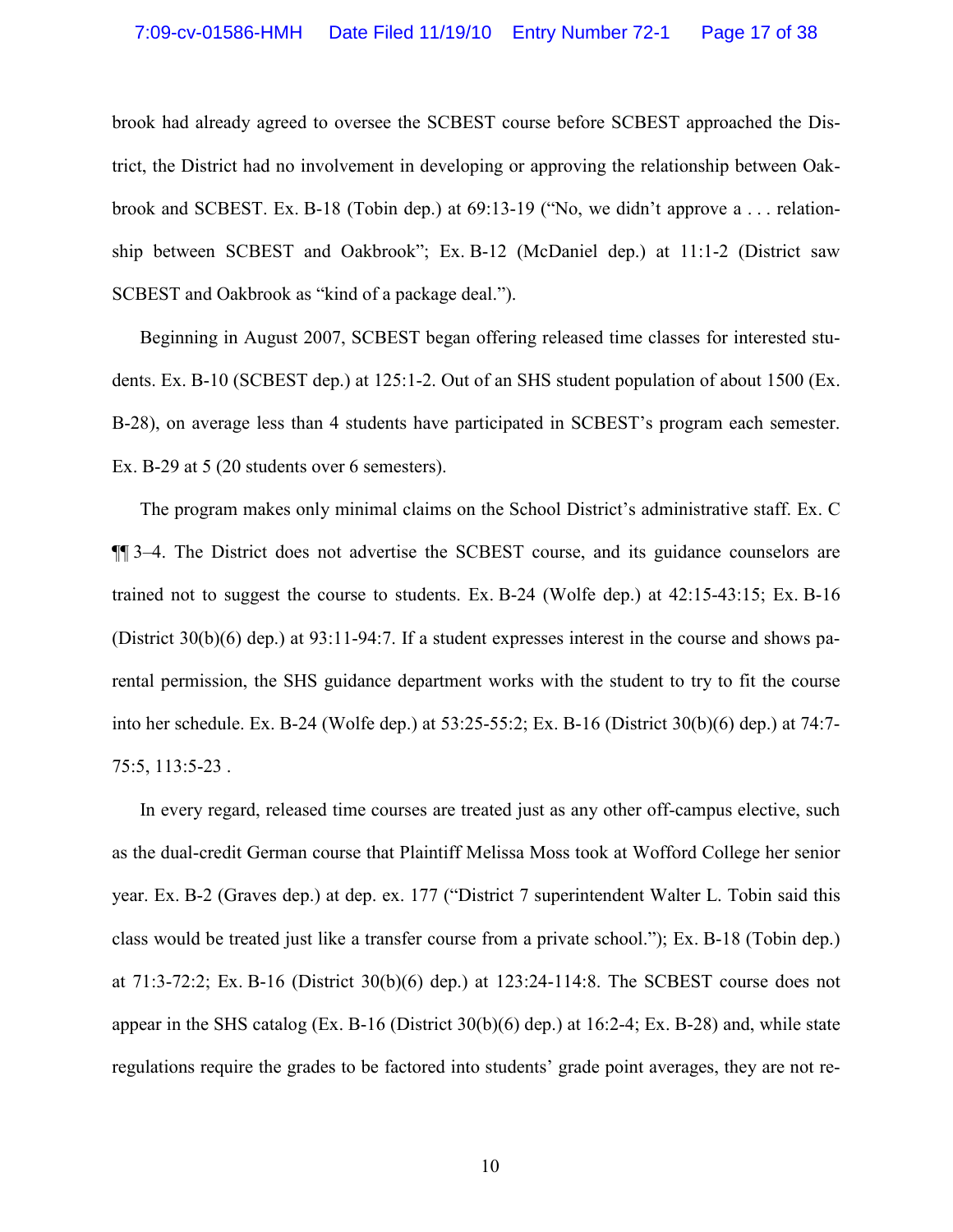brook had already agreed to oversee the SCBEST course before SCBEST approached the District, the District had no involvement in developing or approving the relationship between Oakbrook and SCBEST. Ex. B-18 (Tobin dep.) at 69:13-19 ("No, we didn't approve a . . . relationship between SCBEST and Oakbrook"; Ex. B-12 (McDaniel dep.) at 11:1-2 (District saw SCBEST and Oakbrook as "kind of a package deal.").

Beginning in August 2007, SCBEST began offering released time classes for interested students. Ex. B-10 (SCBEST dep.) at 125:1-2. Out of an SHS student population of about 1500 (Ex. B-28), on average less than 4 students have participated in SCBEST's program each semester. Ex. B-29 at 5 (20 students over 6 semesters).

The program makes only minimal claims on the School District's administrative staff. Ex. C ¶¶ 3–4. The District does not advertise the SCBEST course, and its guidance counselors are trained not to suggest the course to students. Ex. B-24 (Wolfe dep.) at 42:15-43:15; Ex. B-16 (District 30(b)(6) dep.) at 93:11-94:7. If a student expresses interest in the course and shows parental permission, the SHS guidance department works with the student to try to fit the course into her schedule. Ex. B-24 (Wolfe dep.) at 53:25-55:2; Ex. B-16 (District 30(b)(6) dep.) at 74:7-75:5, 113:5-23 .

In every regard, released time courses are treated just as any other off-campus elective, such as the dual-credit German course that Plaintiff Melissa Moss took at Wofford College her senior year. Ex. B-2 (Graves dep.) at dep. ex. 177 ("District 7 superintendent Walter L. Tobin said this class would be treated just like a transfer course from a private school."); Ex. B-18 (Tobin dep.) at 71:3-72:2; Ex. B-16 (District 30(b)(6) dep.) at 123:24-114:8. The SCBEST course does not appear in the SHS catalog (Ex. B-16 (District 30(b)(6) dep.) at 16:2-4; Ex. B-28) and, while state regulations require the grades to be factored into students' grade point averages, they are not re-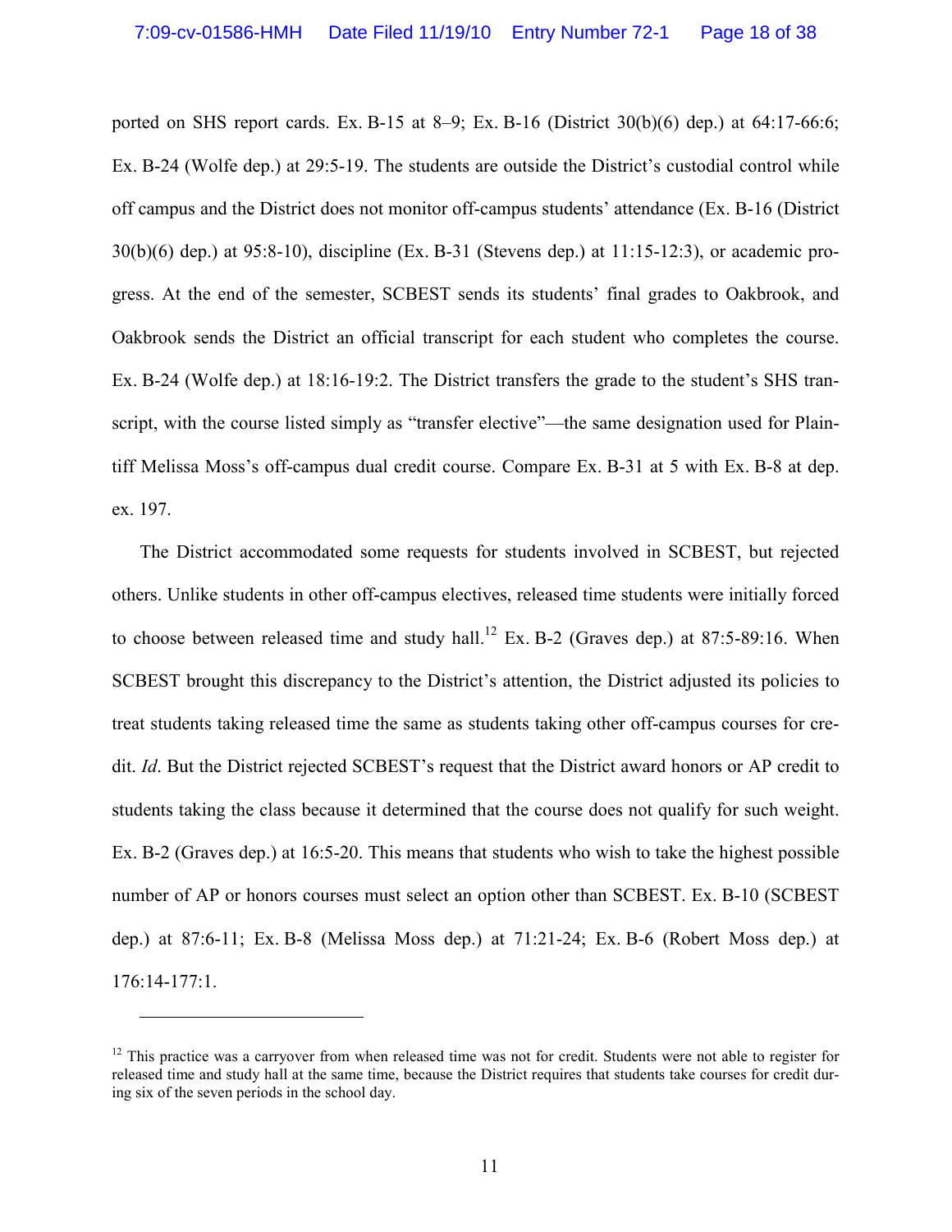ported on SHS report cards. Ex. B-15 at 8–9; Ex. B-16 (District 30(b)(6) dep.) at 64:17-66:6; Ex. B-24 (Wolfe dep.) at 29:5-19. The students are outside the District's custodial control while off campus and the District does not monitor off-campus students' attendance (Ex. B-16 (District 30(b)(6) dep.) at 95:8-10), discipline (Ex. B-31 (Stevens dep.) at 11:15-12:3), or academic progress. At the end of the semester, SCBEST sends its students' final grades to Oakbrook, and Oakbrook sends the District an official transcript for each student who completes the course. Ex. B-24 (Wolfe dep.) at 18:16-19:2. The District transfers the grade to the student's SHS transcript, with the course listed simply as "transfer elective"—the same designation used for Plaintiff Melissa Moss's off-campus dual credit course. Compare Ex. B-31 at 5 with Ex. B-8 at dep. ex. 197.

The District accommodated some requests for students involved in SCBEST, but rejected others. Unlike students in other off-campus electives, released time students were initially forced to choose between released time and study hall.[12] Ex. B-2 (Graves dep.) at 87:5-89:16. When SCBEST brought this discrepancy to the District's attention, the District adjusted its policies to treat students taking released time the same as students taking other off-campus courses for credit. *Id*. But the District rejected SCBEST's request that the District award honors or AP credit to students taking the class because it determined that the course does not qualify for such weight. Ex. B-2 (Graves dep.) at 16:5-20. This means that students who wish to take the highest possible number of AP or honors courses must select an option other than SCBEST. Ex. B-10 (SCBEST dep.) at 87:6-11; Ex. B-8 (Melissa Moss dep.) at 71:21-24; Ex. B-6 (Robert Moss dep.) at 176:14-177:1.

---

[12] This practice was a carryover from when released time was not for credit. Students were not able to register for released time and study hall at the same time, because the District requires that students take courses for credit during six of the seven periods in the school day.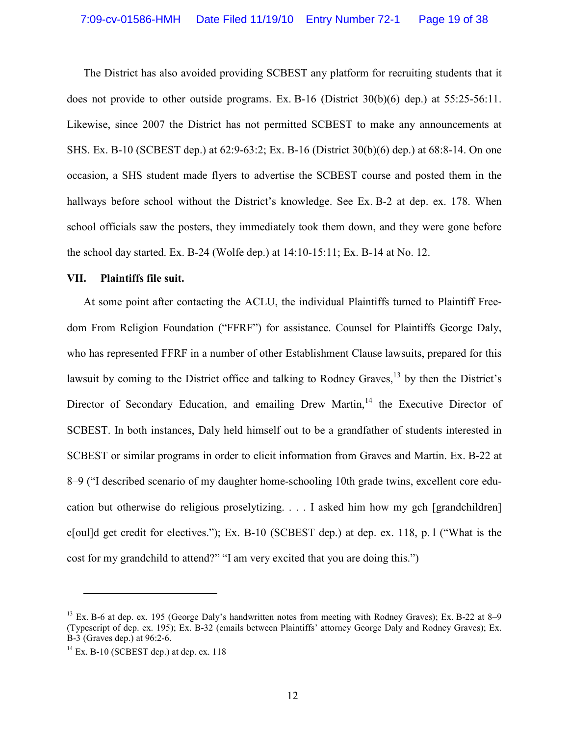The District has also avoided providing SCBEST any platform for recruiting students that it does not provide to other outside programs. Ex. B-16 (District 30(b)(6) dep.) at 55:25-56:11. Likewise, since 2007 the District has not permitted SCBEST to make any announcements at SHS. Ex. B-10 (SCBEST dep.) at 62:9-63:2; Ex. B-16 (District 30(b)(6) dep.) at 68:8-14. On one occasion, a SHS student made flyers to advertise the SCBEST course and posted them in the hallways before school without the District's knowledge. See Ex. B-2 at dep. ex. 178. When school officials saw the posters, they immediately took them down, and they were gone before the school day started. Ex. B-24 (Wolfe dep.) at 14:10-15:11; Ex. B-14 at No. 12.

**VII. Plaintiffs file suit.**

At some point after contacting the ACLU, the individual Plaintiffs turned to Plaintiff Freedom From Religion Foundation ("FFRF") for assistance. Counsel for Plaintiffs George Daly, who has represented FFRF in a number of other Establishment Clause lawsuits, prepared for this lawsuit by coming to the District office and talking to Rodney Graves,[13] by then the District's Director of Secondary Education, and emailing Drew Martin,[14] the Executive Director of SCBEST. In both instances, Daly held himself out to be a grandfather of students interested in SCBEST or similar programs in order to elicit information from Graves and Martin. Ex. B-22 at 8–9 ("I described scenario of my daughter home-schooling 10th grade twins, excellent core education but otherwise do religious proselytizing. . . . I asked him how my gch [grandchildren] c[oul]d get credit for electives."); Ex. B-10 (SCBEST dep.) at dep. ex. 118, p. 1 ("What is the cost for my grandchild to attend?" "I am very excited that you are doing this.")

---

[13] Ex. B-6 at dep. ex. 195 (George Daly's handwritten notes from meeting with Rodney Graves); Ex. B-22 at 8–9 (Typescript of dep. ex. 195); Ex. B-32 (emails between Plaintiffs' attorney George Daly and Rodney Graves); Ex. B-3 (Graves dep.) at 96:2-6.

[14] Ex. B-10 (SCBEST dep.) at dep. ex. 118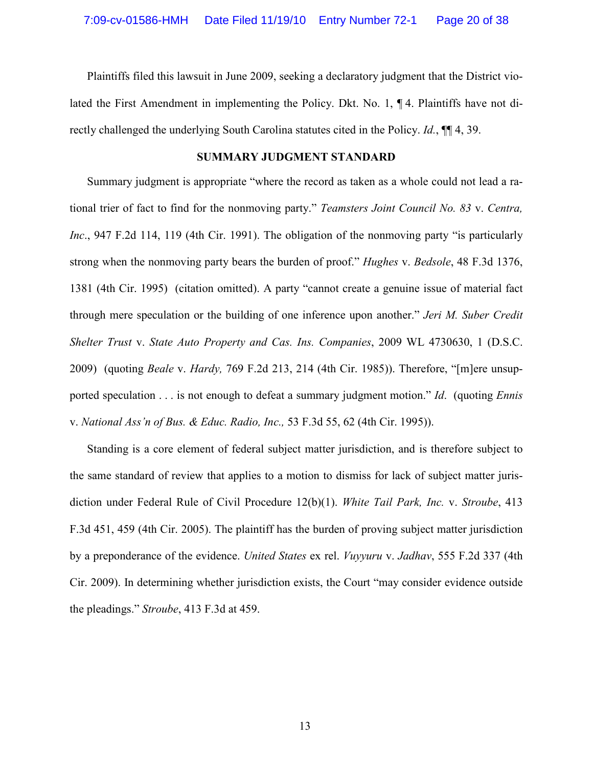Plaintiffs filed this lawsuit in June 2009, seeking a declaratory judgment that the District violated the First Amendment in implementing the Policy. Dkt. No. 1, ¶ 4. Plaintiffs have not directly challenged the underlying South Carolina statutes cited in the Policy. *Id.*, ¶¶ 4, 39.

**SUMMARY JUDGMENT STANDARD**

Summary judgment is appropriate "where the record as taken as a whole could not lead a rational trier of fact to find for the nonmoving party." *Teamsters Joint Council No. 83* v. *Centra, Inc*., 947 F.2d 114, 119 (4th Cir. 1991). The obligation of the nonmoving party "is particularly strong when the nonmoving party bears the burden of proof." *Hughes* v. *Bedsole*, 48 F.3d 1376, 1381 (4th Cir. 1995) (citation omitted). A party "cannot create a genuine issue of material fact through mere speculation or the building of one inference upon another." *Jeri M. Suber Credit Shelter Trust* v. *State Auto Property and Cas. Ins. Companies*, 2009 WL 4730630, 1 (D.S.C. 2009) (quoting *Beale* v. *Hardy,* 769 F.2d 213, 214 (4th Cir. 1985)). Therefore, "[m]ere unsupported speculation . . . is not enough to defeat a summary judgment motion." *Id*. (quoting *Ennis* v. *National Ass'n of Bus. & Educ. Radio, Inc.,* 53 F.3d 55, 62 (4th Cir. 1995)).

Standing is a core element of federal subject matter jurisdiction, and is therefore subject to the same standard of review that applies to a motion to dismiss for lack of subject matter jurisdiction under Federal Rule of Civil Procedure 12(b)(1). *White Tail Park, Inc.* v. *Stroube*, 413 F.3d 451, 459 (4th Cir. 2005). The plaintiff has the burden of proving subject matter jurisdiction by a preponderance of the evidence. *United States* ex rel. *Vuyyuru* v. *Jadhav*, 555 F.2d 337 (4th Cir. 2009). In determining whether jurisdiction exists, the Court "may consider evidence outside the pleadings." *Stroube*, 413 F.3d at 459.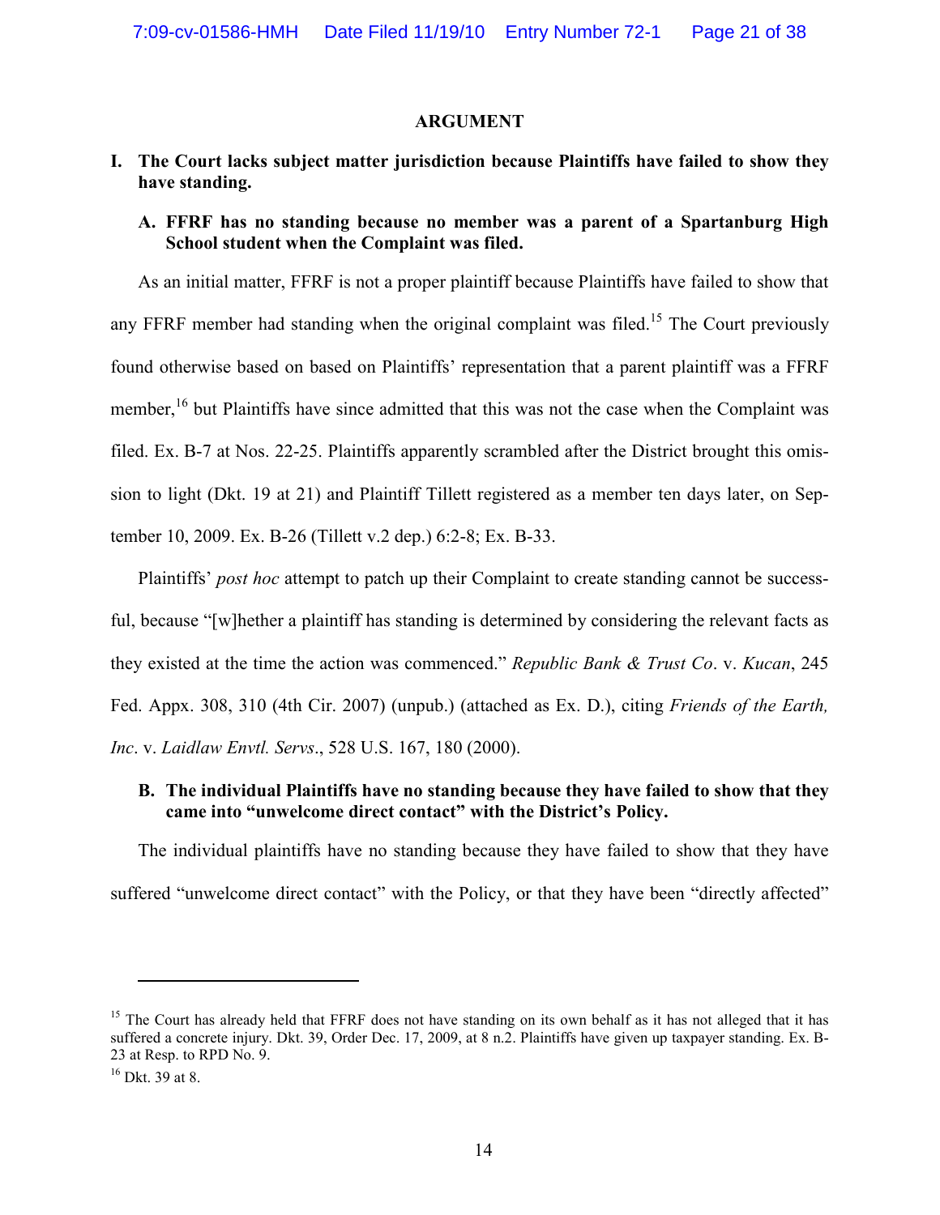## ARGUMENT

### I. The Court lacks subject matter jurisdiction because Plaintiffs have failed to show they have standing.

#### A. FFRF has no standing because no member was a parent of a Spartanburg High School student when the Complaint was filed.

As an initial matter, FFRF is not a proper plaintiff because Plaintiffs have failed to show that any FFRF member had standing when the original complaint was filed.[15] The Court previously found otherwise based on based on Plaintiffs' representation that a parent plaintiff was a FFRF member,[16] but Plaintiffs have since admitted that this was not the case when the Complaint was filed. Ex. B-7 at Nos. 22-25. Plaintiffs apparently scrambled after the District brought this omission to light (Dkt. 19 at 21) and Plaintiff Tillett registered as a member ten days later, on September 10, 2009. Ex. B-26 (Tillett v.2 dep.) 6:2-8; Ex. B-33.

Plaintiffs' *post hoc* attempt to patch up their Complaint to create standing cannot be successful, because "[w]hether a plaintiff has standing is determined by considering the relevant facts as they existed at the time the action was commenced." *Republic Bank & Trust Co*. v. *Kucan*, 245 Fed. Appx. 308, 310 (4th Cir. 2007) (unpub.) (attached as Ex. D.), citing *Friends of the Earth, Inc*. v. *Laidlaw Envtl. Servs*., 528 U.S. 167, 180 (2000).

#### B. The individual Plaintiffs have no standing because they have failed to show that they came into "unwelcome direct contact" with the District's Policy.

The individual plaintiffs have no standing because they have failed to show that they have suffered "unwelcome direct contact" with the Policy, or that they have been "directly affected"

---

[15] The Court has already held that FFRF does not have standing on its own behalf as it has not alleged that it has suffered a concrete injury. Dkt. 39, Order Dec. 17, 2009, at 8 n.2. Plaintiffs have given up taxpayer standing. Ex. B-23 at Resp. to RPD No. 9.

[16] Dkt. 39 at 8.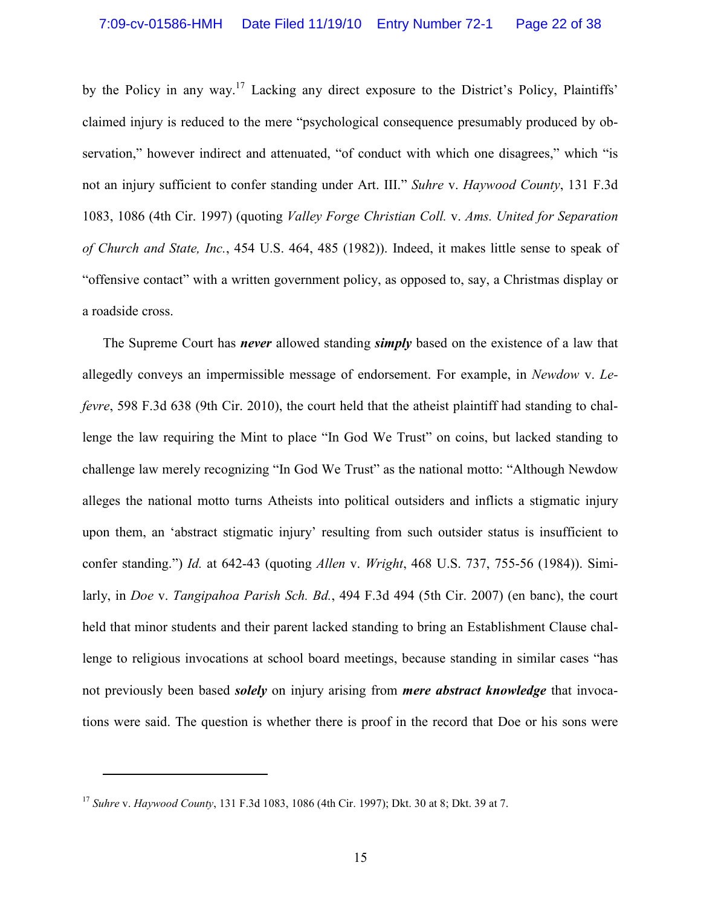by the Policy in any way.[17] Lacking any direct exposure to the District's Policy, Plaintiffs' claimed injury is reduced to the mere "psychological consequence presumably produced by observation," however indirect and attenuated, "of conduct with which one disagrees," which "is not an injury sufficient to confer standing under Art. III." *Suhre* v. *Haywood County*, 131 F.3d 1083, 1086 (4th Cir. 1997) (quoting *Valley Forge Christian Coll.* v. *Ams. United for Separation of Church and State, Inc.*, 454 U.S. 464, 485 (1982)). Indeed, it makes little sense to speak of "offensive contact" with a written government policy, as opposed to, say, a Christmas display or a roadside cross.

The Supreme Court has ***never*** allowed standing ***simply*** based on the existence of a law that allegedly conveys an impermissible message of endorsement. For example, in *Newdow* v. *Lefevre*, 598 F.3d 638 (9th Cir. 2010), the court held that the atheist plaintiff had standing to challenge the law requiring the Mint to place "In God We Trust" on coins, but lacked standing to challenge law merely recognizing "In God We Trust" as the national motto: "Although Newdow alleges the national motto turns Atheists into political outsiders and inflicts a stigmatic injury upon them, an 'abstract stigmatic injury' resulting from such outsider status is insufficient to confer standing.") *Id.* at 642-43 (quoting *Allen* v. *Wright*, 468 U.S. 737, 755-56 (1984)). Similarly, in *Doe* v. *Tangipahoa Parish Sch. Bd.*, 494 F.3d 494 (5th Cir. 2007) (en banc), the court held that minor students and their parent lacked standing to bring an Establishment Clause challenge to religious invocations at school board meetings, because standing in similar cases "has not previously been based ***solely*** on injury arising from ***mere abstract knowledge*** that invocations were said. The question is whether there is proof in the record that Doe or his sons were

[17] *Suhre* v. *Haywood County*, 131 F.3d 1083, 1086 (4th Cir. 1997); Dkt. 30 at 8; Dkt. 39 at 7.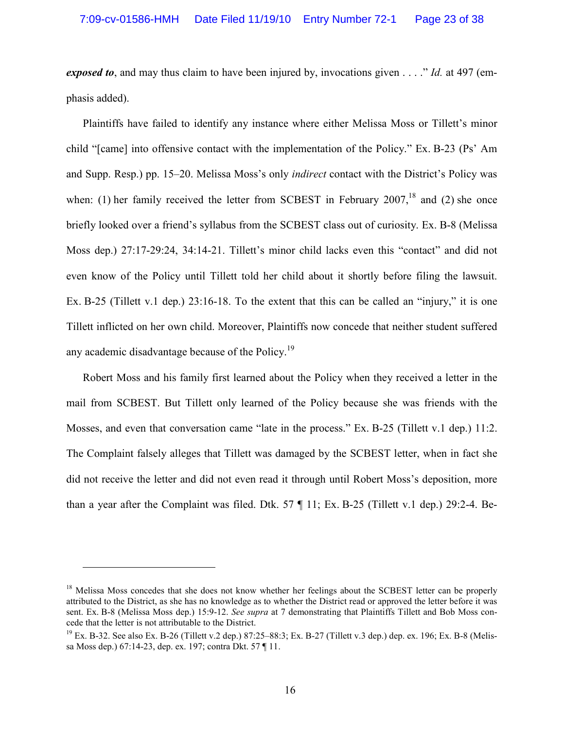***exposed to***, and may thus claim to have been injured by, invocations given . . . ." *Id.* at 497 (emphasis added).

Plaintiffs have failed to identify any instance where either Melissa Moss or Tillett's minor child "[came] into offensive contact with the implementation of the Policy." Ex. B-23 (Ps' Am and Supp. Resp.) pp. 15–20. Melissa Moss's only *indirect* contact with the District's Policy was when: (1) her family received the letter from SCBEST in February 2007,[18] and (2) she once briefly looked over a friend's syllabus from the SCBEST class out of curiosity. Ex. B-8 (Melissa Moss dep.) 27:17-29:24, 34:14-21. Tillett's minor child lacks even this "contact" and did not even know of the Policy until Tillett told her child about it shortly before filing the lawsuit. Ex. B-25 (Tillett v.1 dep.) 23:16-18. To the extent that this can be called an "injury," it is one Tillett inflicted on her own child. Moreover, Plaintiffs now concede that neither student suffered any academic disadvantage because of the Policy.[19]

Robert Moss and his family first learned about the Policy when they received a letter in the mail from SCBEST. But Tillett only learned of the Policy because she was friends with the Mosses, and even that conversation came "late in the process." Ex. B-25 (Tillett v.1 dep.) 11:2. The Complaint falsely alleges that Tillett was damaged by the SCBEST letter, when in fact she did not receive the letter and did not even read it through until Robert Moss's deposition, more than a year after the Complaint was filed. Dtk. 57 ¶ 11; Ex. B-25 (Tillett v.1 dep.) 29:2-4. Be-

---

[18] Melissa Moss concedes that she does not know whether her feelings about the SCBEST letter can be properly attributed to the District, as she has no knowledge as to whether the District read or approved the letter before it was sent. Ex. B-8 (Melissa Moss dep.) 15:9-12. *See supra* at 7 demonstrating that Plaintiffs Tillett and Bob Moss concede that the letter is not attributable to the District.

[19] Ex. B-32. See also Ex. B-26 (Tillett v.2 dep.) 87:25–88:3; Ex. B-27 (Tillett v.3 dep.) dep. ex. 196; Ex. B-8 (Melissa Moss dep.) 67:14-23, dep. ex. 197; contra Dkt. 57 ¶ 11.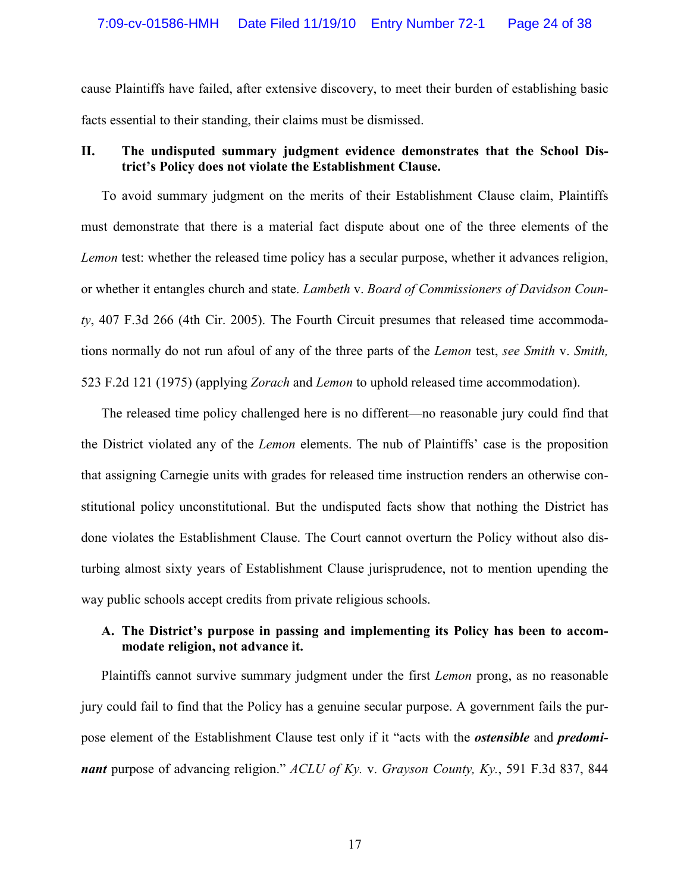cause Plaintiffs have failed, after extensive discovery, to meet their burden of establishing basic facts essential to their standing, their claims must be dismissed.

## II. The undisputed summary judgment evidence demonstrates that the School District's Policy does not violate the Establishment Clause.

To avoid summary judgment on the merits of their Establishment Clause claim, Plaintiffs must demonstrate that there is a material fact dispute about one of the three elements of the *Lemon* test: whether the released time policy has a secular purpose, whether it advances religion, or whether it entangles church and state. *Lambeth* v. *Board of Commissioners of Davidson County*, 407 F.3d 266 (4th Cir. 2005). The Fourth Circuit presumes that released time accommodations normally do not run afoul of any of the three parts of the *Lemon* test, *see Smith* v. *Smith,* 523 F.2d 121 (1975) (applying *Zorach* and *Lemon* to uphold released time accommodation).

The released time policy challenged here is no different—no reasonable jury could find that the District violated any of the *Lemon* elements. The nub of Plaintiffs' case is the proposition that assigning Carnegie units with grades for released time instruction renders an otherwise constitutional policy unconstitutional. But the undisputed facts show that nothing the District has done violates the Establishment Clause. The Court cannot overturn the Policy without also disturbing almost sixty years of Establishment Clause jurisprudence, not to mention upending the way public schools accept credits from private religious schools.

### A. The District's purpose in passing and implementing its Policy has been to accommodate religion, not advance it.

Plaintiffs cannot survive summary judgment under the first *Lemon* prong, as no reasonable jury could fail to find that the Policy has a genuine secular purpose. A government fails the purpose element of the Establishment Clause test only if it "acts with the ***ostensible*** and ***predominant*** purpose of advancing religion." *ACLU of Ky.* v. *Grayson County, Ky.*, 591 F.3d 837, 844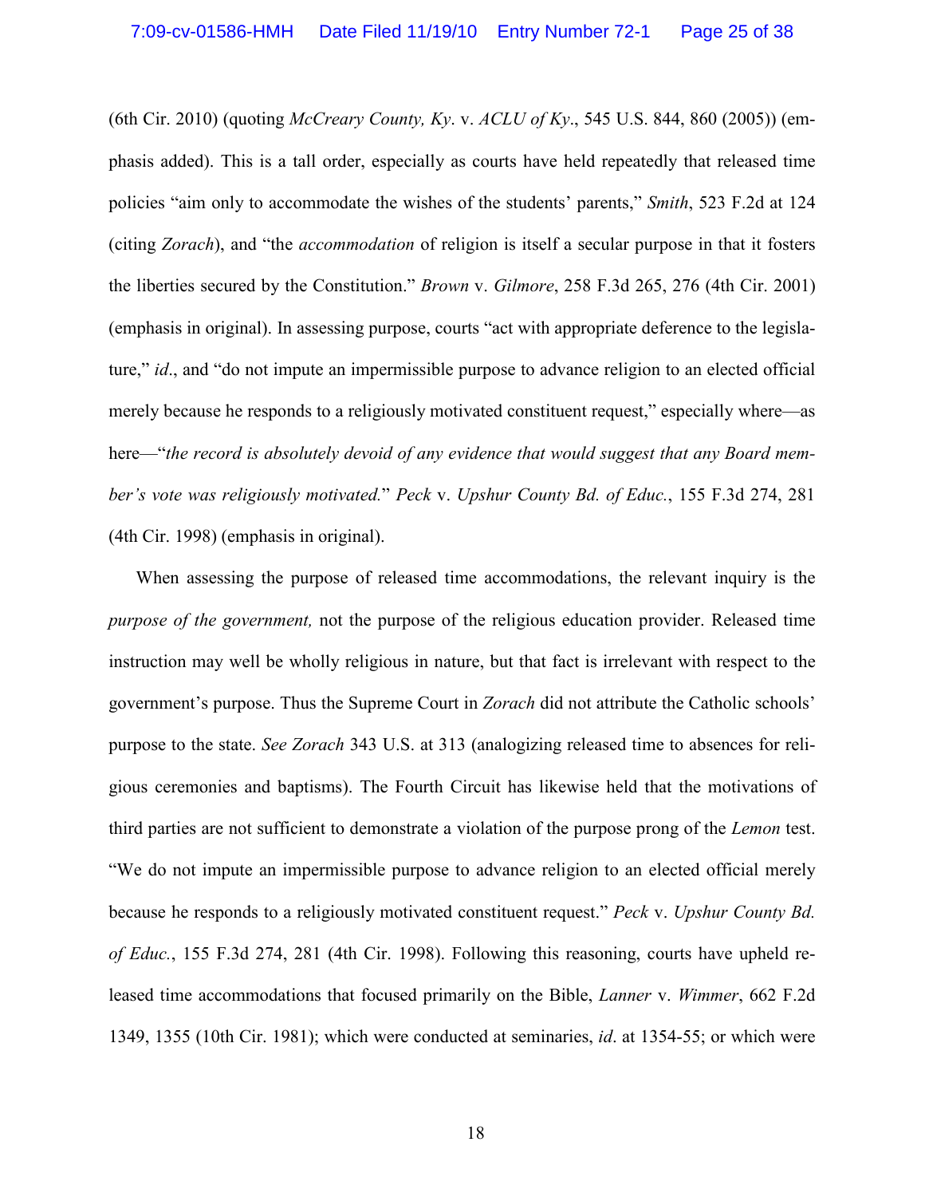(6th Cir. 2010) (quoting *McCreary County, Ky*. v. *ACLU of Ky*., 545 U.S. 844, 860 (2005)) (emphasis added). This is a tall order, especially as courts have held repeatedly that released time policies "aim only to accommodate the wishes of the students' parents," *Smith*, 523 F.2d at 124 (citing *Zorach*), and "the *accommodation* of religion is itself a secular purpose in that it fosters the liberties secured by the Constitution." *Brown* v. *Gilmore*, 258 F.3d 265, 276 (4th Cir. 2001) (emphasis in original). In assessing purpose, courts "act with appropriate deference to the legislature," *id*., and "do not impute an impermissible purpose to advance religion to an elected official merely because he responds to a religiously motivated constituent request," especially where—as here—"*the record is absolutely devoid of any evidence that would suggest that any Board member's vote was religiously motivated.*" *Peck* v. *Upshur County Bd. of Educ.*, 155 F.3d 274, 281 (4th Cir. 1998) (emphasis in original).

When assessing the purpose of released time accommodations, the relevant inquiry is the *purpose of the government,* not the purpose of the religious education provider. Released time instruction may well be wholly religious in nature, but that fact is irrelevant with respect to the government's purpose. Thus the Supreme Court in *Zorach* did not attribute the Catholic schools' purpose to the state. *See Zorach* 343 U.S. at 313 (analogizing released time to absences for religious ceremonies and baptisms). The Fourth Circuit has likewise held that the motivations of third parties are not sufficient to demonstrate a violation of the purpose prong of the *Lemon* test. "We do not impute an impermissible purpose to advance religion to an elected official merely because he responds to a religiously motivated constituent request." *Peck* v. *Upshur County Bd. of Educ.*, 155 F.3d 274, 281 (4th Cir. 1998). Following this reasoning, courts have upheld released time accommodations that focused primarily on the Bible, *Lanner* v. *Wimmer*, 662 F.2d 1349, 1355 (10th Cir. 1981); which were conducted at seminaries, *id*. at 1354-55; or which were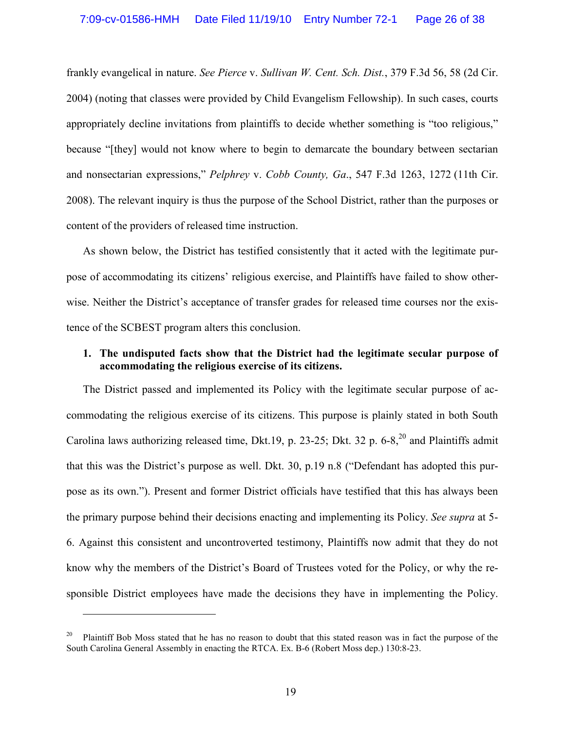frankly evangelical in nature. *See Pierce* v. *Sullivan W. Cent. Sch. Dist.*, 379 F.3d 56, 58 (2d Cir. 2004) (noting that classes were provided by Child Evangelism Fellowship). In such cases, courts appropriately decline invitations from plaintiffs to decide whether something is "too religious," because "[they] would not know where to begin to demarcate the boundary between sectarian and nonsectarian expressions," *Pelphrey* v. *Cobb County, Ga*., 547 F.3d 1263, 1272 (11th Cir. 2008). The relevant inquiry is thus the purpose of the School District, rather than the purposes or content of the providers of released time instruction.

As shown below, the District has testified consistently that it acted with the legitimate purpose of accommodating its citizens' religious exercise, and Plaintiffs have failed to show otherwise. Neither the District's acceptance of transfer grades for released time courses nor the existence of the SCBEST program alters this conclusion.

**1. The undisputed facts show that the District had the legitimate secular purpose of accommodating the religious exercise of its citizens.**

The District passed and implemented its Policy with the legitimate secular purpose of accommodating the religious exercise of its citizens. This purpose is plainly stated in both South Carolina laws authorizing released time, Dkt.19, p. 23-25; Dkt. 32 p. 6-8,[20] and Plaintiffs admit that this was the District's purpose as well. Dkt. 30, p.19 n.8 ("Defendant has adopted this purpose as its own."). Present and former District officials have testified that this has always been the primary purpose behind their decisions enacting and implementing its Policy. *See supra* at 5-6. Against this consistent and uncontroverted testimony, Plaintiffs now admit that they do not know why the members of the District's Board of Trustees voted for the Policy, or why the responsible District employees have made the decisions they have in implementing the Policy.

[20] Plaintiff Bob Moss stated that he has no reason to doubt that this stated reason was in fact the purpose of the South Carolina General Assembly in enacting the RTCA. Ex. B-6 (Robert Moss dep.) 130:8-23.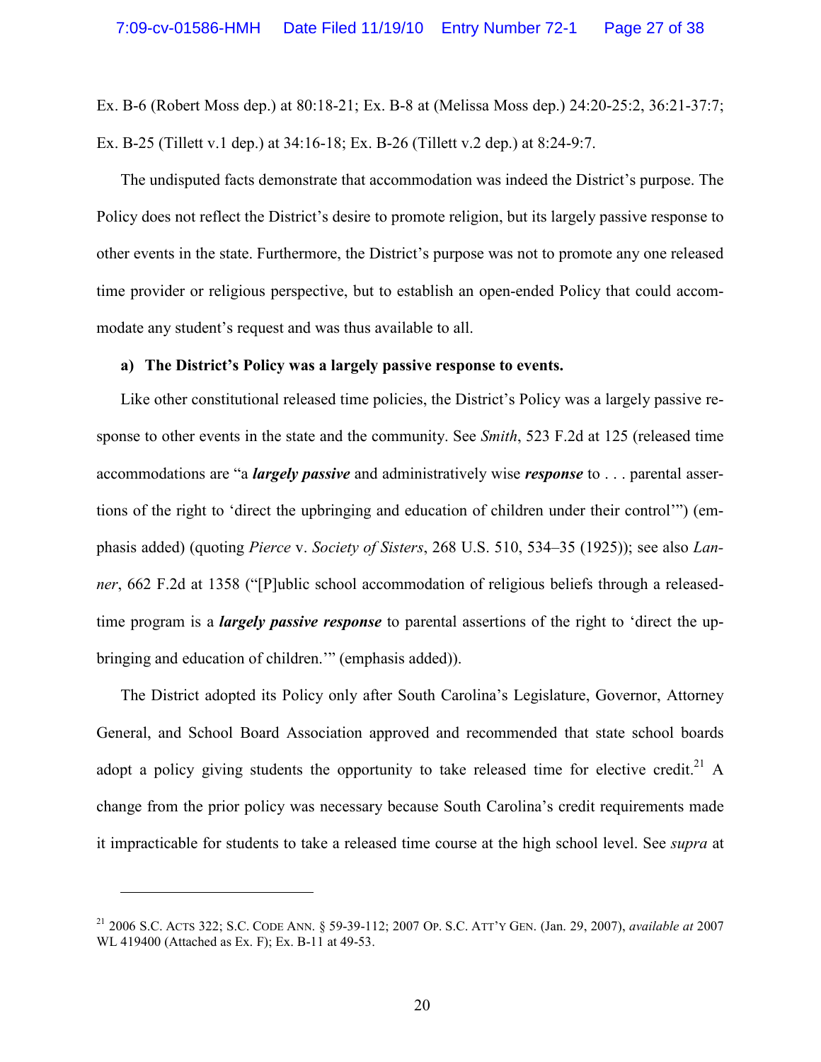Ex. B-6 (Robert Moss dep.) at 80:18-21; Ex. B-8 at (Melissa Moss dep.) 24:20-25:2, 36:21-37:7; Ex. B-25 (Tillett v.1 dep.) at 34:16-18; Ex. B-26 (Tillett v.2 dep.) at 8:24-9:7.

The undisputed facts demonstrate that accommodation was indeed the District's purpose. The Policy does not reflect the District's desire to promote religion, but its largely passive response to other events in the state. Furthermore, the District's purpose was not to promote any one released time provider or religious perspective, but to establish an open-ended Policy that could accommodate any student's request and was thus available to all.

**a) The District's Policy was a largely passive response to events.**

Like other constitutional released time policies, the District's Policy was a largely passive response to other events in the state and the community. See *Smith*, 523 F.2d at 125 (released time accommodations are "a ***largely passive*** and administratively wise ***response*** to . . . parental assertions of the right to 'direct the upbringing and education of children under their control'") (emphasis added) (quoting *Pierce* v. *Society of Sisters*, 268 U.S. 510, 534–35 (1925)); see also *Lanner*, 662 F.2d at 1358 ("[P]ublic school accommodation of religious beliefs through a released-time program is a ***largely passive response*** to parental assertions of the right to 'direct the upbringing and education of children.'" (emphasis added)).

The District adopted its Policy only after South Carolina's Legislature, Governor, Attorney General, and School Board Association approved and recommended that state school boards adopt a policy giving students the opportunity to take released time for elective credit.[21] A change from the prior policy was necessary because South Carolina's credit requirements made it impracticable for students to take a released time course at the high school level. See *supra* at

---

[21] 2006 S.C. Acts 322; S.C. Code Ann. § 59-39-112; 2007 Op. S.C. Att'y Gen. (Jan. 29, 2007), *available at* 2007 WL 419400 (Attached as Ex. F); Ex. B-11 at 49-53.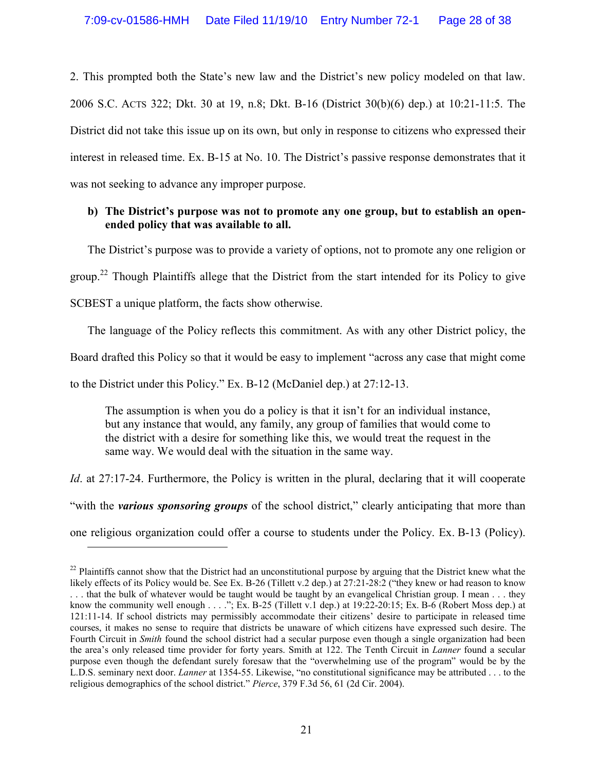2. This prompted both the State's new law and the District's new policy modeled on that law. 2006 S.C. ACTS 322; Dkt. 30 at 19, n.8; Dkt. B-16 (District 30(b)(6) dep.) at 10:21-11:5. The District did not take this issue up on its own, but only in response to citizens who expressed their interest in released time. Ex. B-15 at No. 10. The District's passive response demonstrates that it was not seeking to advance any improper purpose.

**b) The District's purpose was not to promote any one group, but to establish an open-ended policy that was available to all.**

The District's purpose was to provide a variety of options, not to promote any one religion or group.[22] Though Plaintiffs allege that the District from the start intended for its Policy to give SCBEST a unique platform, the facts show otherwise.

The language of the Policy reflects this commitment. As with any other District policy, the Board drafted this Policy so that it would be easy to implement "across any case that might come to the District under this Policy." Ex. B-12 (McDaniel dep.) at 27:12-13.

> The assumption is when you do a policy is that it isn't for an individual instance, but any instance that would, any family, any group of families that would come to the district with a desire for something like this, we would treat the request in the same way. We would deal with the situation in the same way.

*Id*. at 27:17-24. Furthermore, the Policy is written in the plural, declaring that it will cooperate "with the ***various sponsoring groups*** of the school district," clearly anticipating that more than one religious organization could offer a course to students under the Policy. Ex. B-13 (Policy).

---

[22] Plaintiffs cannot show that the District had an unconstitutional purpose by arguing that the District knew what the likely effects of its Policy would be. See Ex. B-26 (Tillett v.2 dep.) at 27:21-28:2 ("they knew or had reason to know . . . that the bulk of whatever would be taught would be taught by an evangelical Christian group. I mean . . . they know the community well enough . . . ."; Ex. B-25 (Tillett v.1 dep.) at 19:22-20:15; Ex. B-6 (Robert Moss dep.) at 121:11-14. If school districts may permissibly accommodate their citizens' desire to participate in released time courses, it makes no sense to require that districts be unaware of which citizens have expressed such desire. The Fourth Circuit in *Smith* found the school district had a secular purpose even though a single organization had been the area's only released time provider for forty years. Smith at 122. The Tenth Circuit in *Lanner* found a secular purpose even though the defendant surely foresaw that the "overwhelming use of the program" would be by the L.D.S. seminary next door. *Lanner* at 1354-55. Likewise, "no constitutional significance may be attributed . . . to the religious demographics of the school district." *Pierce*, 379 F.3d 56, 61 (2d Cir. 2004).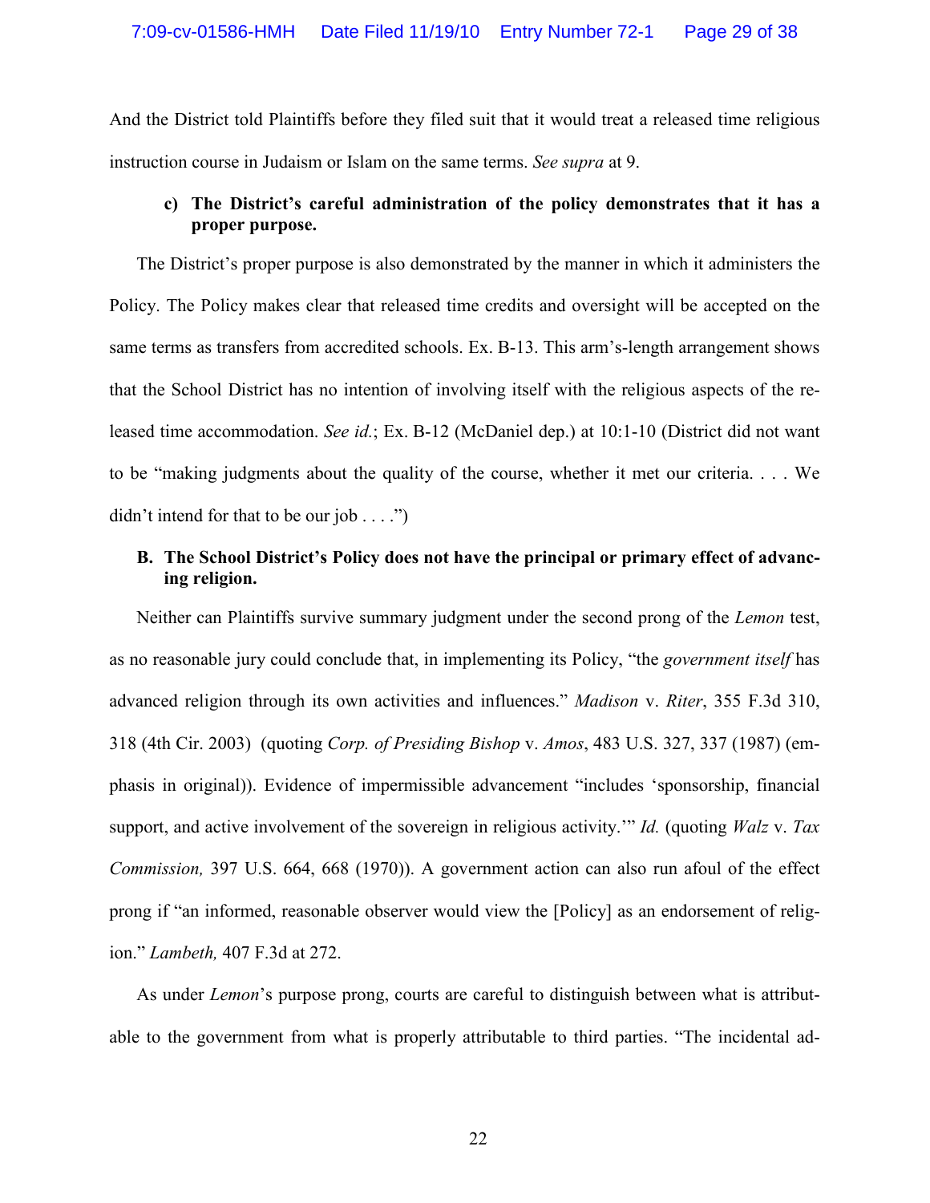And the District told Plaintiffs before they filed suit that it would treat a released time religious instruction course in Judaism or Islam on the same terms. *See supra* at 9.

**c) The District's careful administration of the policy demonstrates that it has a proper purpose.**

The District's proper purpose is also demonstrated by the manner in which it administers the Policy. The Policy makes clear that released time credits and oversight will be accepted on the same terms as transfers from accredited schools. Ex. B-13. This arm's-length arrangement shows that the School District has no intention of involving itself with the religious aspects of the released time accommodation. *See id.*; Ex. B-12 (McDaniel dep.) at 10:1-10 (District did not want to be "making judgments about the quality of the course, whether it met our criteria. . . . We didn't intend for that to be our job . . . .")

**B. The School District's Policy does not have the principal or primary effect of advancing religion.**

Neither can Plaintiffs survive summary judgment under the second prong of the *Lemon* test, as no reasonable jury could conclude that, in implementing its Policy, "the *government itself* has advanced religion through its own activities and influences." *Madison* v. *Riter*, 355 F.3d 310, 318 (4th Cir. 2003) (quoting *Corp. of Presiding Bishop* v. *Amos*, 483 U.S. 327, 337 (1987) (emphasis in original)). Evidence of impermissible advancement "includes 'sponsorship, financial support, and active involvement of the sovereign in religious activity.'" *Id.* (quoting *Walz* v. *Tax Commission,* 397 U.S. 664, 668 (1970)). A government action can also run afoul of the effect prong if "an informed, reasonable observer would view the [Policy] as an endorsement of religion." *Lambeth,* 407 F.3d at 272.

As under *Lemon*'s purpose prong, courts are careful to distinguish between what is attributable to the government from what is properly attributable to third parties. "The incidental ad-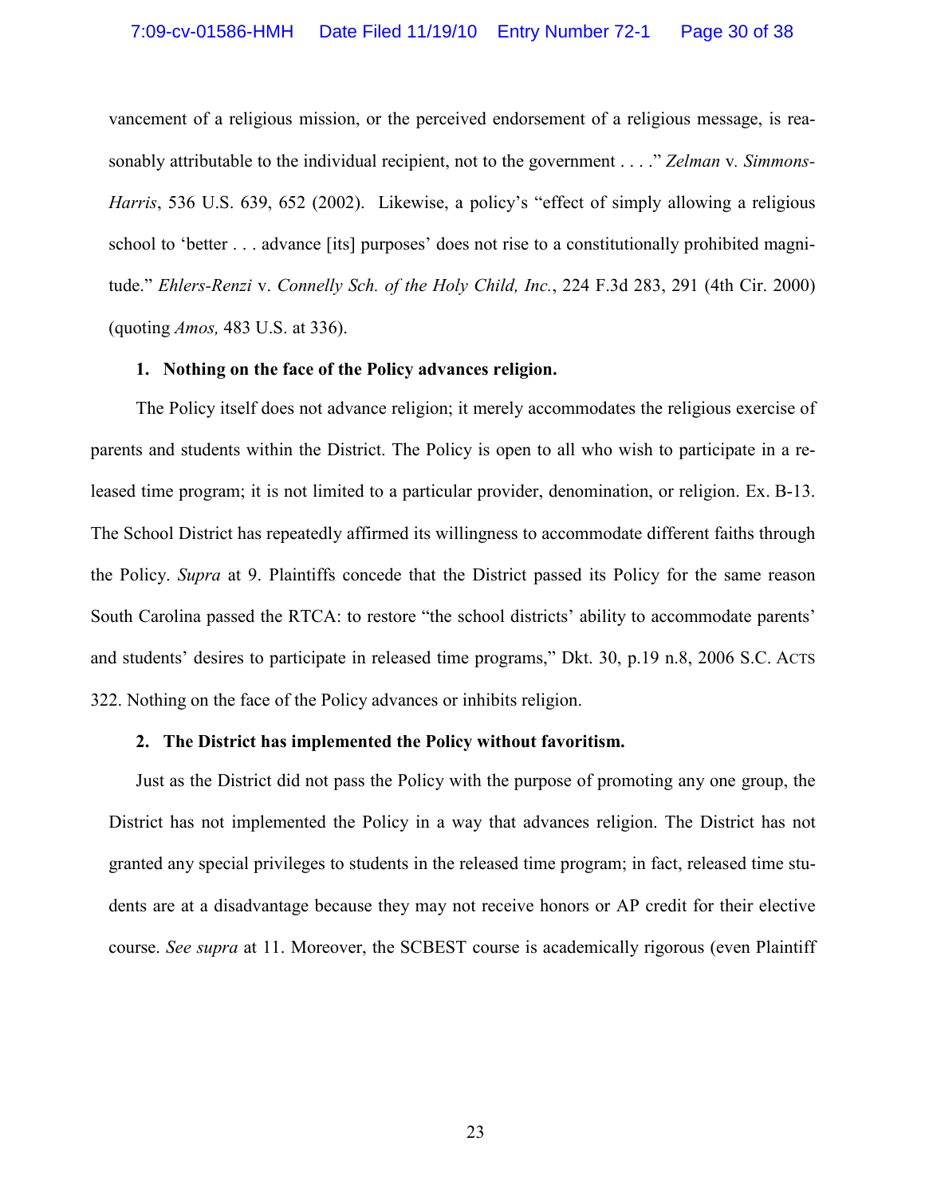vancement of a religious mission, or the perceived endorsement of a religious message, is reasonably attributable to the individual recipient, not to the government . . . ." *Zelman* v. *Simmons-Harris*, 536 U.S. 639, 652 (2002). Likewise, a policy's "effect of simply allowing a religious school to 'better . . . advance [its] purposes' does not rise to a constitutionally prohibited magnitude." *Ehlers-Renzi* v. *Connelly Sch. of the Holy Child, Inc.*, 224 F.3d 283, 291 (4th Cir. 2000) (quoting *Amos,* 483 U.S. at 336).

**1. Nothing on the face of the Policy advances religion.**

The Policy itself does not advance religion; it merely accommodates the religious exercise of parents and students within the District. The Policy is open to all who wish to participate in a released time program; it is not limited to a particular provider, denomination, or religion. Ex. B-13. The School District has repeatedly affirmed its willingness to accommodate different faiths through the Policy. *Supra* at 9. Plaintiffs concede that the District passed its Policy for the same reason South Carolina passed the RTCA: to restore "the school districts' ability to accommodate parents' and students' desires to participate in released time programs," Dkt. 30, p.19 n.8, 2006 S.C. ACTS 322. Nothing on the face of the Policy advances or inhibits religion.

**2. The District has implemented the Policy without favoritism.**

Just as the District did not pass the Policy with the purpose of promoting any one group, the District has not implemented the Policy in a way that advances religion. The District has not granted any special privileges to students in the released time program; in fact, released time students are at a disadvantage because they may not receive honors or AP credit for their elective course. *See supra* at 11. Moreover, the SCBEST course is academically rigorous (even Plaintiff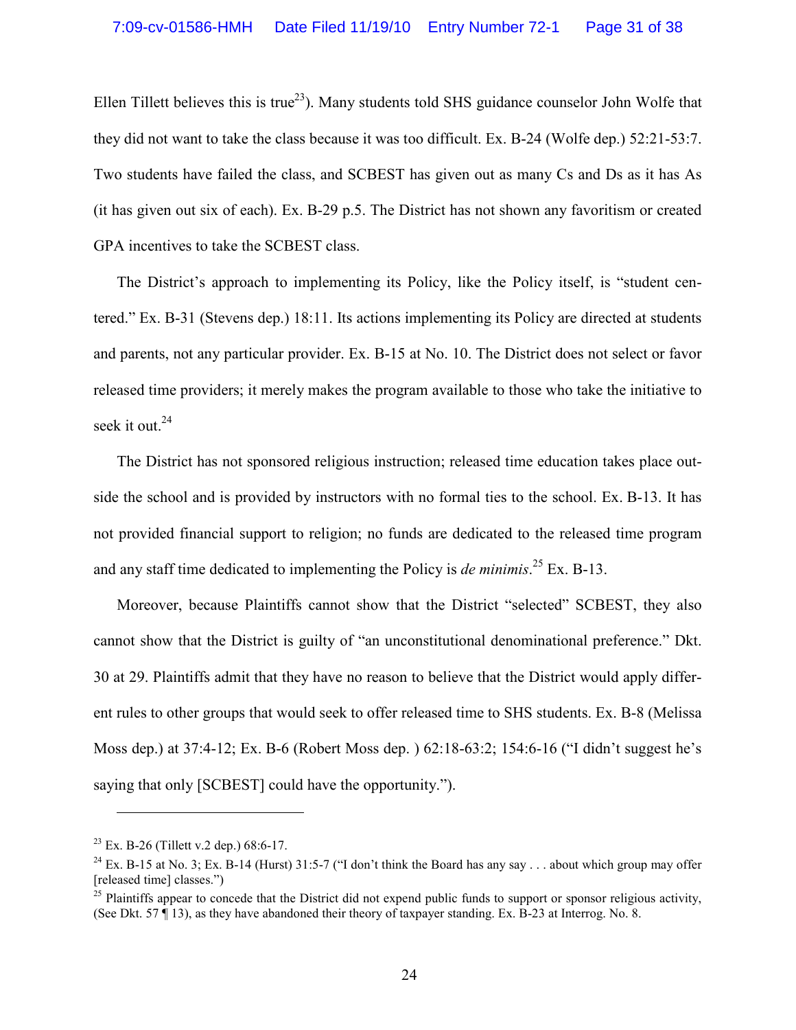Ellen Tillett believes this is true[23]). Many students told SHS guidance counselor John Wolfe that they did not want to take the class because it was too difficult. Ex. B-24 (Wolfe dep.) 52:21-53:7. Two students have failed the class, and SCBEST has given out as many Cs and Ds as it has As (it has given out six of each). Ex. B-29 p.5. The District has not shown any favoritism or created GPA incentives to take the SCBEST class.

The District's approach to implementing its Policy, like the Policy itself, is "student centered." Ex. B-31 (Stevens dep.) 18:11. Its actions implementing its Policy are directed at students and parents, not any particular provider. Ex. B-15 at No. 10. The District does not select or favor released time providers; it merely makes the program available to those who take the initiative to seek it out.[24]

The District has not sponsored religious instruction; released time education takes place outside the school and is provided by instructors with no formal ties to the school. Ex. B-13. It has not provided financial support to religion; no funds are dedicated to the released time program and any staff time dedicated to implementing the Policy is *de minimis*.[25] Ex. B-13.

Moreover, because Plaintiffs cannot show that the District "selected" SCBEST, they also cannot show that the District is guilty of "an unconstitutional denominational preference." Dkt. 30 at 29. Plaintiffs admit that they have no reason to believe that the District would apply different rules to other groups that would seek to offer released time to SHS students. Ex. B-8 (Melissa Moss dep.) at 37:4-12; Ex. B-6 (Robert Moss dep. ) 62:18-63:2; 154:6-16 ("I didn't suggest he's saying that only [SCBEST] could have the opportunity.").

---

[23] Ex. B-26 (Tillett v.2 dep.) 68:6-17.

[24] Ex. B-15 at No. 3; Ex. B-14 (Hurst) 31:5-7 ("I don't think the Board has any say . . . about which group may offer [released time] classes.")

[25] Plaintiffs appear to concede that the District did not expend public funds to support or sponsor religious activity, (See Dkt. 57 ¶ 13), as they have abandoned their theory of taxpayer standing. Ex. B-23 at Interrog. No. 8.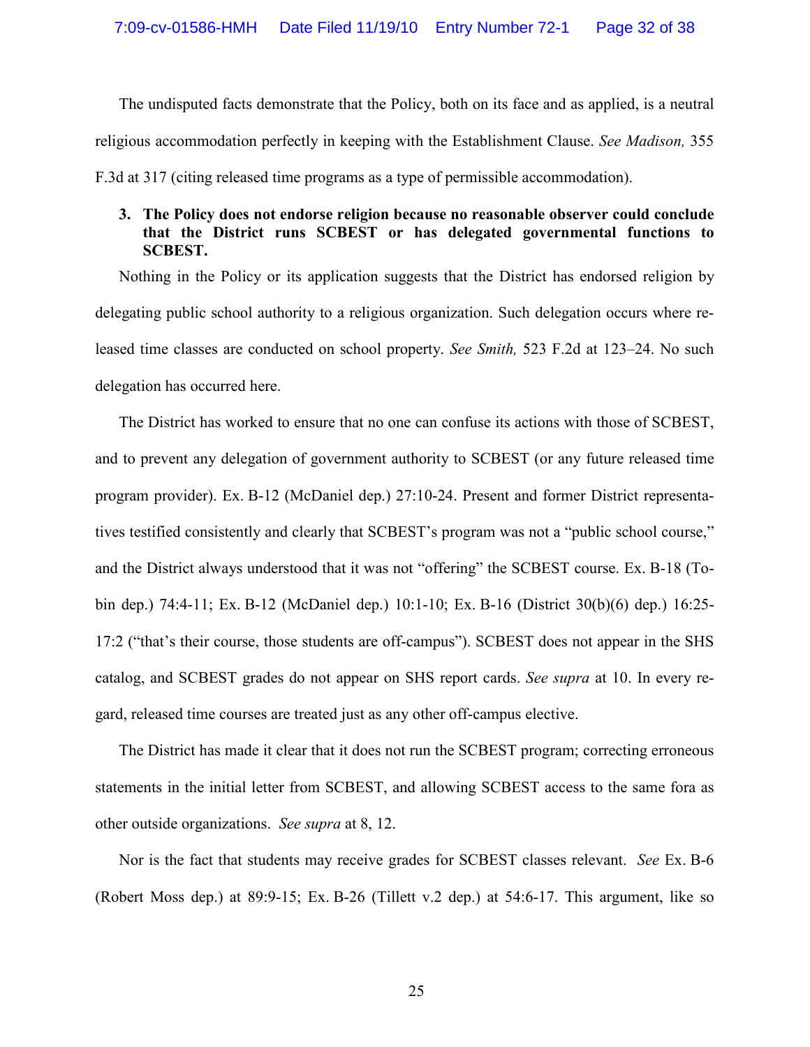The undisputed facts demonstrate that the Policy, both on its face and as applied, is a neutral religious accommodation perfectly in keeping with the Establishment Clause. *See Madison,* 355 F.3d at 317 (citing released time programs as a type of permissible accommodation).

**3. The Policy does not endorse religion because no reasonable observer could conclude that the District runs SCBEST or has delegated governmental functions to SCBEST.**

Nothing in the Policy or its application suggests that the District has endorsed religion by delegating public school authority to a religious organization. Such delegation occurs where released time classes are conducted on school property. *See Smith,* 523 F.2d at 123–24. No such delegation has occurred here.

The District has worked to ensure that no one can confuse its actions with those of SCBEST, and to prevent any delegation of government authority to SCBEST (or any future released time program provider). Ex. B-12 (McDaniel dep.) 27:10-24. Present and former District representatives testified consistently and clearly that SCBEST's program was not a "public school course," and the District always understood that it was not "offering" the SCBEST course. Ex. B-18 (Tobin dep.) 74:4-11; Ex. B-12 (McDaniel dep.) 10:1-10; Ex. B-16 (District 30(b)(6) dep.) 16:25-17:2 ("that's their course, those students are off-campus"). SCBEST does not appear in the SHS catalog, and SCBEST grades do not appear on SHS report cards. *See supra* at 10. In every regard, released time courses are treated just as any other off-campus elective.

The District has made it clear that it does not run the SCBEST program; correcting erroneous statements in the initial letter from SCBEST, and allowing SCBEST access to the same fora as other outside organizations. *See supra* at 8, 12.

Nor is the fact that students may receive grades for SCBEST classes relevant. *See* Ex. B-6 (Robert Moss dep.) at 89:9-15; Ex. B-26 (Tillett v.2 dep.) at 54:6-17. This argument, like so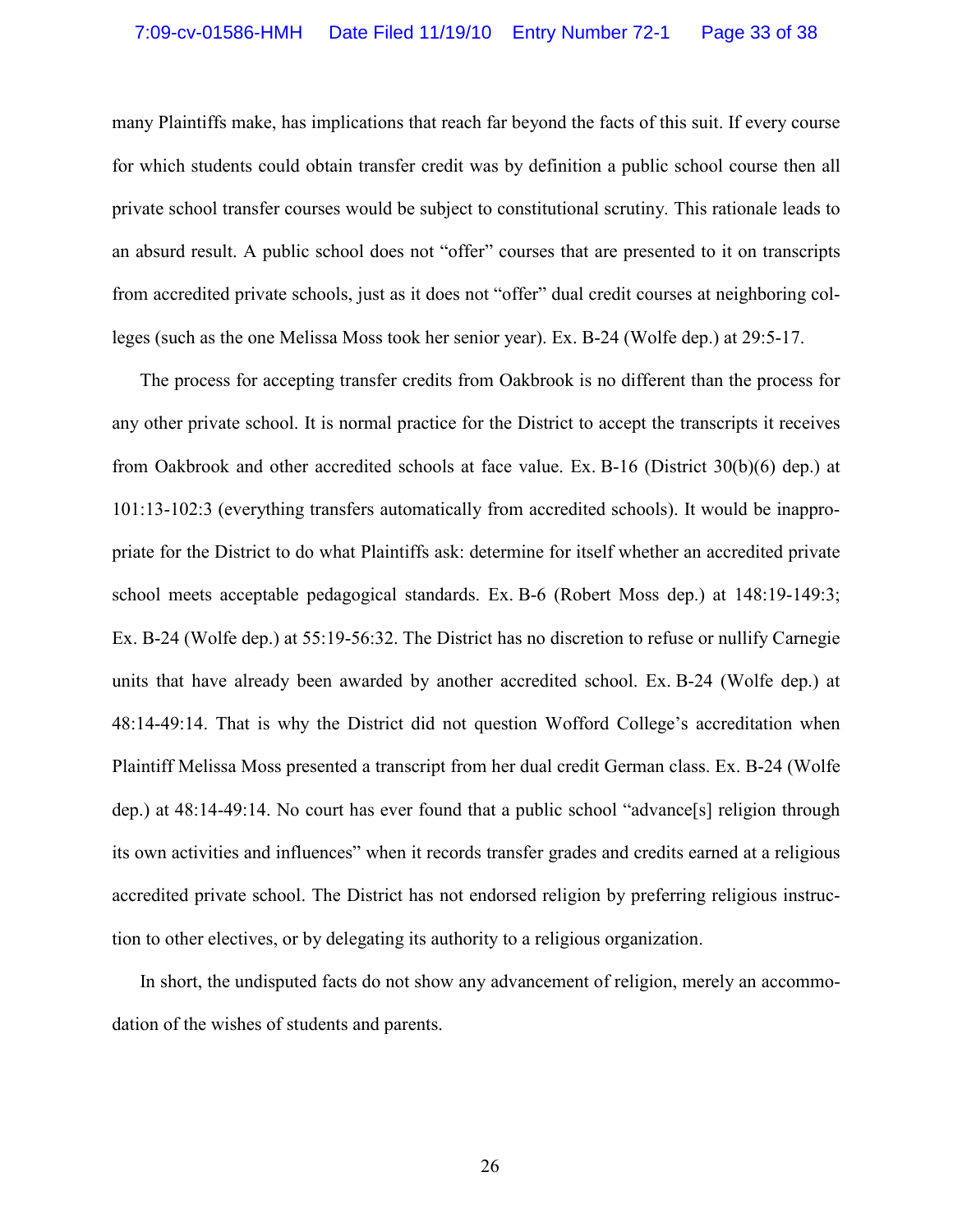many Plaintiffs make, has implications that reach far beyond the facts of this suit. If every course for which students could obtain transfer credit was by definition a public school course then all private school transfer courses would be subject to constitutional scrutiny. This rationale leads to an absurd result. A public school does not "offer" courses that are presented to it on transcripts from accredited private schools, just as it does not "offer" dual credit courses at neighboring colleges (such as the one Melissa Moss took her senior year). Ex. B-24 (Wolfe dep.) at 29:5-17.

The process for accepting transfer credits from Oakbrook is no different than the process for any other private school. It is normal practice for the District to accept the transcripts it receives from Oakbrook and other accredited schools at face value. Ex. B-16 (District 30(b)(6) dep.) at 101:13-102:3 (everything transfers automatically from accredited schools). It would be inappropriate for the District to do what Plaintiffs ask: determine for itself whether an accredited private school meets acceptable pedagogical standards. Ex. B-6 (Robert Moss dep.) at 148:19-149:3; Ex. B-24 (Wolfe dep.) at 55:19-56:32. The District has no discretion to refuse or nullify Carnegie units that have already been awarded by another accredited school. Ex. B-24 (Wolfe dep.) at 48:14-49:14. That is why the District did not question Wofford College's accreditation when Plaintiff Melissa Moss presented a transcript from her dual credit German class. Ex. B-24 (Wolfe dep.) at 48:14-49:14. No court has ever found that a public school "advance[s] religion through its own activities and influences" when it records transfer grades and credits earned at a religious accredited private school. The District has not endorsed religion by preferring religious instruction to other electives, or by delegating its authority to a religious organization.

In short, the undisputed facts do not show any advancement of religion, merely an accommodation of the wishes of students and parents.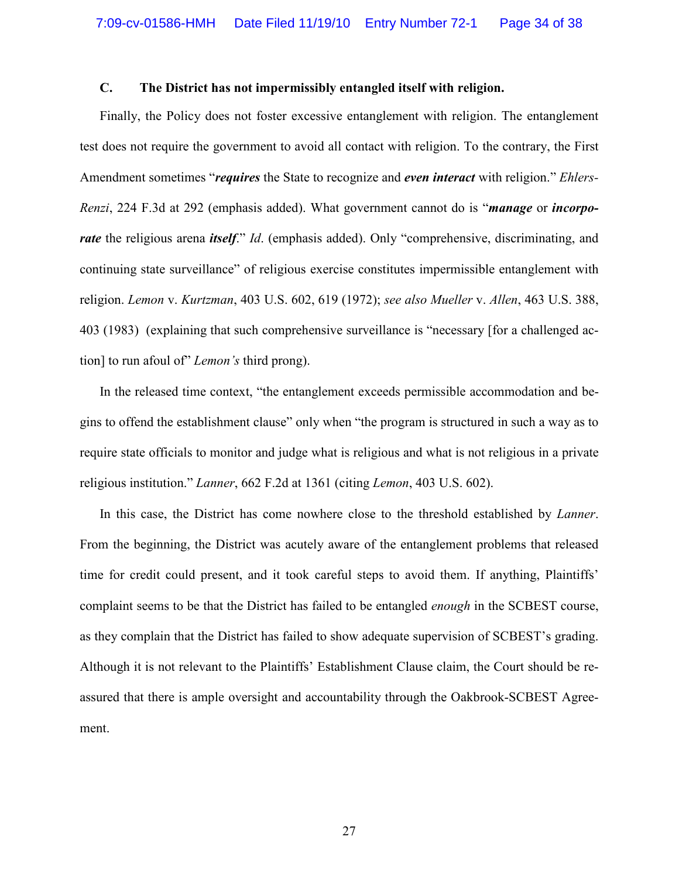### C. The District has not impermissibly entangled itself with religion.

Finally, the Policy does not foster excessive entanglement with religion. The entanglement test does not require the government to avoid all contact with religion. To the contrary, the First Amendment sometimes "***requires*** the State to recognize and ***even interact*** with religion." *Ehlers-Renzi*, 224 F.3d at 292 (emphasis added). What government cannot do is "***manage*** or ***incorporate*** the religious arena ***itself***." *Id*. (emphasis added). Only "comprehensive, discriminating, and continuing state surveillance" of religious exercise constitutes impermissible entanglement with religion. *Lemon* v. *Kurtzman*, 403 U.S. 602, 619 (1972); *see also Mueller* v. *Allen*, 463 U.S. 388, 403 (1983) (explaining that such comprehensive surveillance is "necessary [for a challenged action] to run afoul of" *Lemon's* third prong).

In the released time context, "the entanglement exceeds permissible accommodation and begins to offend the establishment clause" only when "the program is structured in such a way as to require state officials to monitor and judge what is religious and what is not religious in a private religious institution." *Lanner*, 662 F.2d at 1361 (citing *Lemon*, 403 U.S. 602).

In this case, the District has come nowhere close to the threshold established by *Lanner*. From the beginning, the District was acutely aware of the entanglement problems that released time for credit could present, and it took careful steps to avoid them. If anything, Plaintiffs' complaint seems to be that the District has failed to be entangled *enough* in the SCBEST course, as they complain that the District has failed to show adequate supervision of SCBEST's grading. Although it is not relevant to the Plaintiffs' Establishment Clause claim, the Court should be reassured that there is ample oversight and accountability through the Oakbrook-SCBEST Agreement.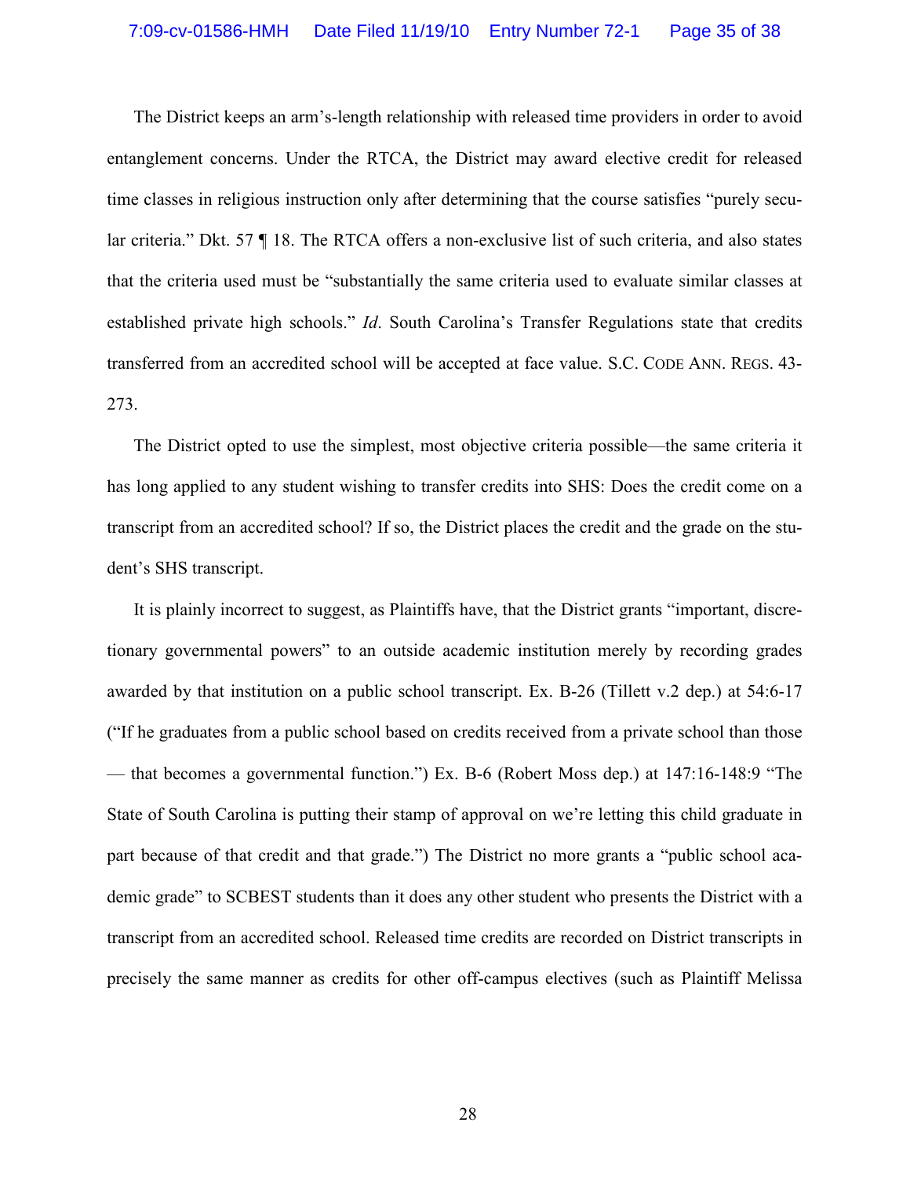The District keeps an arm's-length relationship with released time providers in order to avoid entanglement concerns. Under the RTCA, the District may award elective credit for released time classes in religious instruction only after determining that the course satisfies "purely secular criteria." Dkt. 57 ¶ 18. The RTCA offers a non-exclusive list of such criteria, and also states that the criteria used must be "substantially the same criteria used to evaluate similar classes at established private high schools." *Id*. South Carolina's Transfer Regulations state that credits transferred from an accredited school will be accepted at face value. S.C. CODE ANN. REGS. 43-273.

The District opted to use the simplest, most objective criteria possible—the same criteria it has long applied to any student wishing to transfer credits into SHS: Does the credit come on a transcript from an accredited school? If so, the District places the credit and the grade on the student's SHS transcript.

It is plainly incorrect to suggest, as Plaintiffs have, that the District grants "important, discretionary governmental powers" to an outside academic institution merely by recording grades awarded by that institution on a public school transcript. Ex. B-26 (Tillett v.2 dep.) at 54:6-17 ("If he graduates from a public school based on credits received from a private school than those — that becomes a governmental function.") Ex. B-6 (Robert Moss dep.) at 147:16-148:9 "The State of South Carolina is putting their stamp of approval on we're letting this child graduate in part because of that credit and that grade.") The District no more grants a "public school academic grade" to SCBEST students than it does any other student who presents the District with a transcript from an accredited school. Released time credits are recorded on District transcripts in precisely the same manner as credits for other off-campus electives (such as Plaintiff Melissa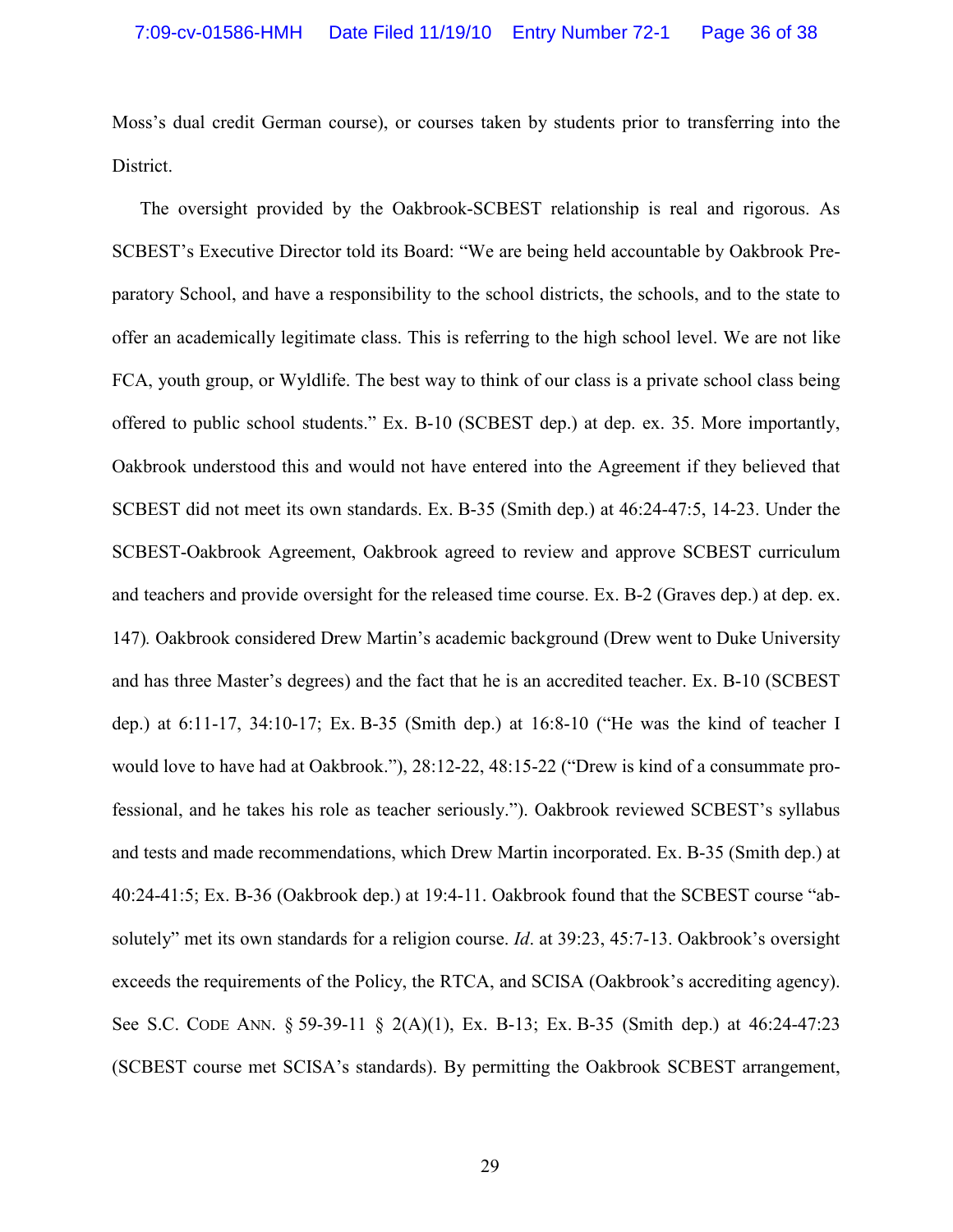Moss's dual credit German course), or courses taken by students prior to transferring into the District.

The oversight provided by the Oakbrook-SCBEST relationship is real and rigorous. As SCBEST's Executive Director told its Board: "We are being held accountable by Oakbrook Preparatory School, and have a responsibility to the school districts, the schools, and to the state to offer an academically legitimate class. This is referring to the high school level. We are not like FCA, youth group, or Wyldlife. The best way to think of our class is a private school class being offered to public school students." Ex. B-10 (SCBEST dep.) at dep. ex. 35. More importantly, Oakbrook understood this and would not have entered into the Agreement if they believed that SCBEST did not meet its own standards. Ex. B-35 (Smith dep.) at 46:24-47:5, 14-23. Under the SCBEST-Oakbrook Agreement, Oakbrook agreed to review and approve SCBEST curriculum and teachers and provide oversight for the released time course. Ex. B-2 (Graves dep.) at dep. ex. 147). Oakbrook considered Drew Martin's academic background (Drew went to Duke University and has three Master's degrees) and the fact that he is an accredited teacher. Ex. B-10 (SCBEST dep.) at 6:11-17, 34:10-17; Ex. B-35 (Smith dep.) at 16:8-10 ("He was the kind of teacher I would love to have had at Oakbrook."), 28:12-22, 48:15-22 ("Drew is kind of a consummate professional, and he takes his role as teacher seriously."). Oakbrook reviewed SCBEST's syllabus and tests and made recommendations, which Drew Martin incorporated. Ex. B-35 (Smith dep.) at 40:24-41:5; Ex. B-36 (Oakbrook dep.) at 19:4-11. Oakbrook found that the SCBEST course "absolutely" met its own standards for a religion course. *Id*. at 39:23, 45:7-13. Oakbrook's oversight exceeds the requirements of the Policy, the RTCA, and SCISA (Oakbrook's accrediting agency). See S.C. CODE ANN. § 59-39-11 § 2(A)(1), Ex. B-13; Ex. B-35 (Smith dep.) at 46:24-47:23 (SCBEST course met SCISA's standards). By permitting the Oakbrook SCBEST arrangement,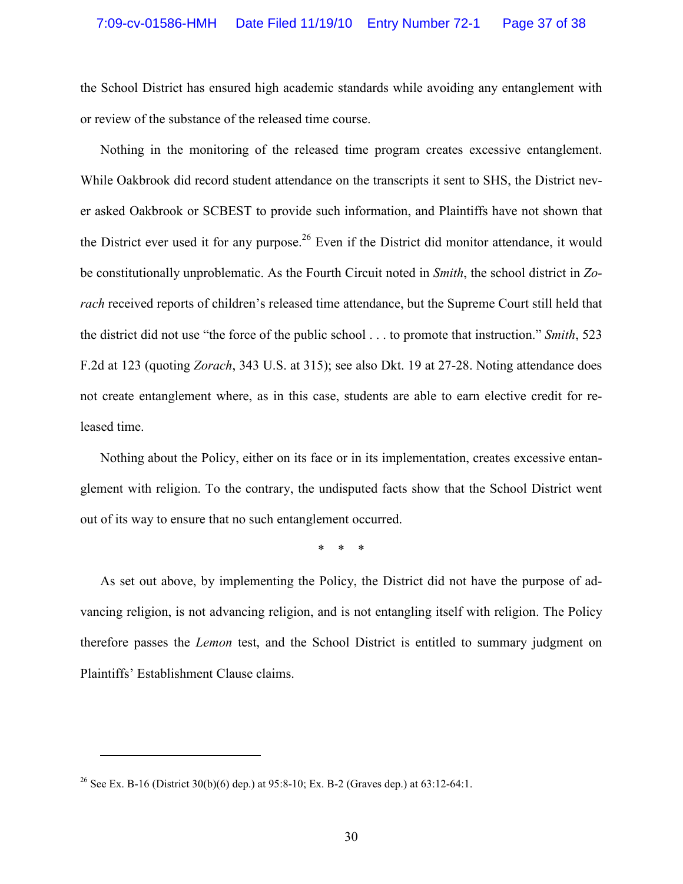the School District has ensured high academic standards while avoiding any entanglement with or review of the substance of the released time course.

Nothing in the monitoring of the released time program creates excessive entanglement. While Oakbrook did record student attendance on the transcripts it sent to SHS, the District never asked Oakbrook or SCBEST to provide such information, and Plaintiffs have not shown that the District ever used it for any purpose.[26] Even if the District did monitor attendance, it would be constitutionally unproblematic. As the Fourth Circuit noted in *Smith*, the school district in *Zorach* received reports of children's released time attendance, but the Supreme Court still held that the district did not use "the force of the public school . . . to promote that instruction." *Smith*, 523 F.2d at 123 (quoting *Zorach*, 343 U.S. at 315); see also Dkt. 19 at 27-28. Noting attendance does not create entanglement where, as in this case, students are able to earn elective credit for released time.

Nothing about the Policy, either on its face or in its implementation, creates excessive entanglement with religion. To the contrary, the undisputed facts show that the School District went out of its way to ensure that no such entanglement occurred.

\* \* \*

As set out above, by implementing the Policy, the District did not have the purpose of advancing religion, is not advancing religion, and is not entangling itself with religion. The Policy therefore passes the *Lemon* test, and the School District is entitled to summary judgment on Plaintiffs' Establishment Clause claims.

---

[26] See Ex. B-16 (District 30(b)(6) dep.) at 95:8-10; Ex. B-2 (Graves dep.) at 63:12-64:1.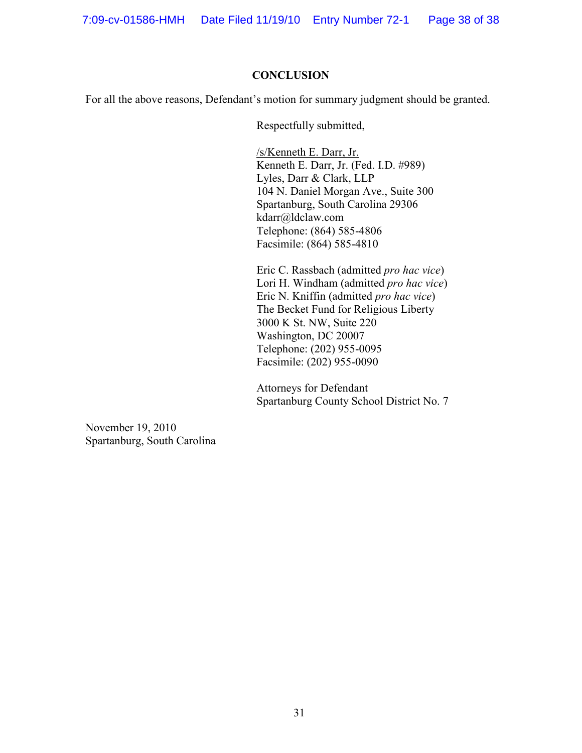## CONCLUSION

For all the above reasons, Defendant's motion for summary judgment should be granted.

Respectfully submitted,

/s/Kenneth E. Darr, Jr.
Kenneth E. Darr, Jr. (Fed. I.D. #989)
Lyles, Darr & Clark, LLP
104 N. Daniel Morgan Ave., Suite 300
Spartanburg, South Carolina 29306
kdarr@ldclaw.com
Telephone: (864) 585-4806
Facsimile: (864) 585-4810

Eric C. Rassbach (admitted *pro hac vice*)
Lori H. Windham (admitted *pro hac vice*)
Eric N. Kniffin (admitted *pro hac vice*)
The Becket Fund for Religious Liberty
3000 K St. NW, Suite 220
Washington, DC 20007
Telephone: (202) 955-0095
Facsimile: (202) 955-0090

Attorneys for Defendant
Spartanburg County School District No. 7

November 19, 2010
Spartanburg, South Carolina